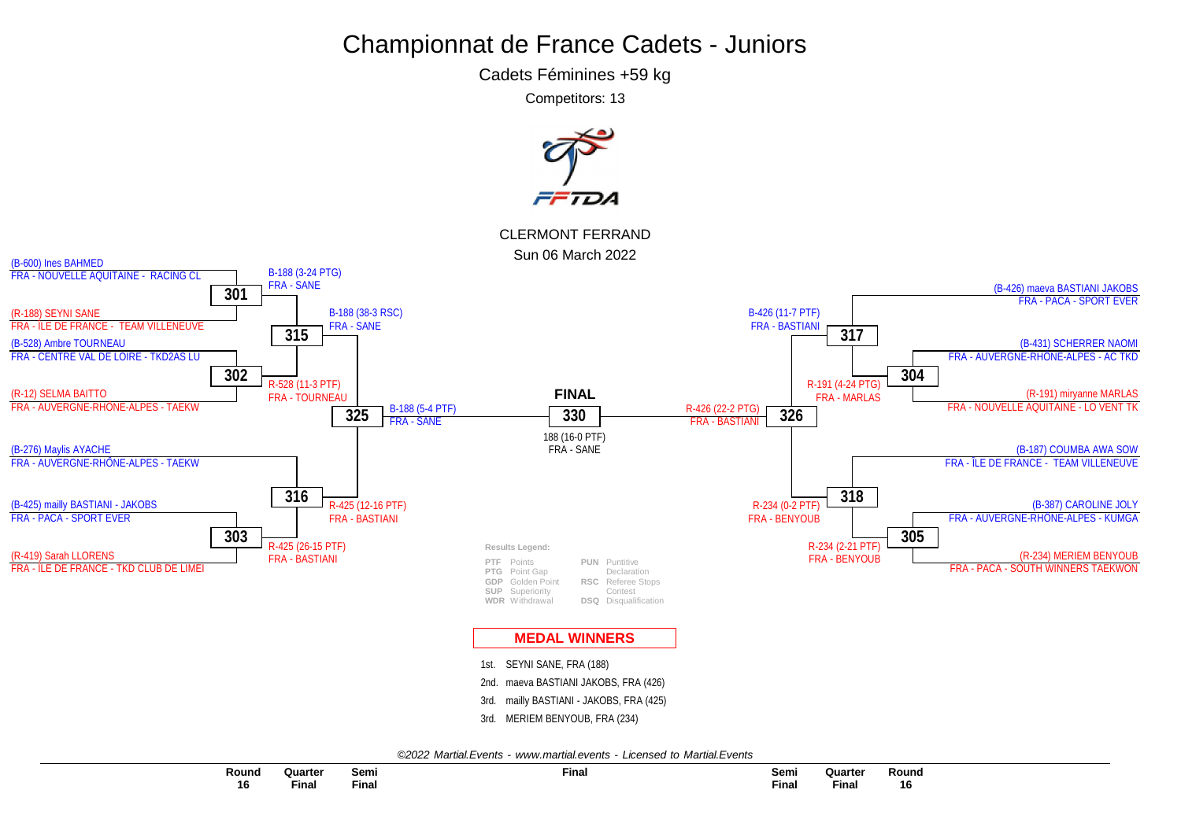# Championnat de France Cadets - Juniors

## Cadets Féminines +59 kg

Competitors: 13

CLERMONT FERRAND

Sun 06 March 2022

### Round 16 (left side)

**301**
- (B-600) Ines BAHMED — FRA - NOUVELLE AQUITAINE - RACING CL
- (R-188) SEYNI SANE — FRA - ÎLE DE FRANCE - TEAM VILLENEUVE
- Winner: B-188 (3-24 PTG) FRA - SANE

**302**
- (B-528) Ambre TOURNEAU — FRA - CENTRE VAL DE LOIRE - TKD2AS LU
- (R-12) SELMA BAITTO — FRA - AUVERGNE-RHÔNE-ALPES - TAEKW
- Winner: R-528 (11-3 PTF) FRA - TOURNEAU

**303**
- (B-425) mailly BASTIANI - JAKOBS — FRA - PACA - SPORT EVER
- (R-419) Sarah LLORENS — FRA - ÎLE DE FRANCE - TKD CLUB DE LIMEI
- Winner: R-425 (26-15 PTF) FRA - BASTIANI

### Quarter Final (left side)

**315**
- Winner: B-188 (38-3 RSC) FRA - SANE

**316**
- (B-276) Maylis AYACHE — FRA - AUVERGNE-RHÔNE-ALPES - TAEKW
- Winner: R-425 (12-16 PTF) FRA - BASTIANI

### Semi Final (left side)

**325**
- Winner: B-188 (5-4 PTF) FRA - SANE

### Round 16 (right side)

**304**
- (B-431) SCHERRER NAOMI — FRA - AUVERGNE-RHÔNE-ALPES - AC TKD
- (R-191) miryanne MARLAS — FRA - NOUVELLE AQUITAINE - LO VENT TK
- Winner: R-191 (4-24 PTG) FRA - MARLAS

**305**
- (B-387) CAROLINE JOLY — FRA - AUVERGNE-RHÔNE-ALPES - KUMGA
- (R-234) MERIEM BENYOUB — FRA - PACA - SOUTH WINNERS TAEKWON
- Winner: R-234 (2-21 PTF) FRA - BENYOUB

### Quarter Final (right side)

**317**
- (B-426) maeva BASTIANI JAKOBS — FRA - PACA - SPORT EVER
- Winner: B-426 (11-7 PTF) FRA - BASTIANI

**318**
- (B-187) COUMBA AWA SOW — FRA - ÎLE DE FRANCE - TEAM VILLENEUVE
- Winner: R-234 (0-2 PTF) FRA - BENYOUB

### Semi Final (right side)

**326**
- Winner: R-426 (22-2 PTG) FRA - BASTIANI

### FINAL

**330**
- 188 (16-0 PTF) FRA - SANE

### Results Legend:

| | | | |
|---|---|---|---|
| PTF | Points | PUN | Puntitive Declaration |
| PTG | Point Gap | RSC | Referee Stops Contest |
| GDP | Golden Point | DSQ | Disqualification |
| SUP | Superiority | | |
| WDR | Withdrawal | | |

## MEDAL WINNERS

1st. SEYNI SANE, FRA (188)

2nd. maeva BASTIANI JAKOBS, FRA (426)

3rd. mailly BASTIANI - JAKOBS, FRA (425)

3rd. MERIEM BENYOUB, FRA (234)

*©2022 Martial.Events - www.martial.events - Licensed to Martial.Events*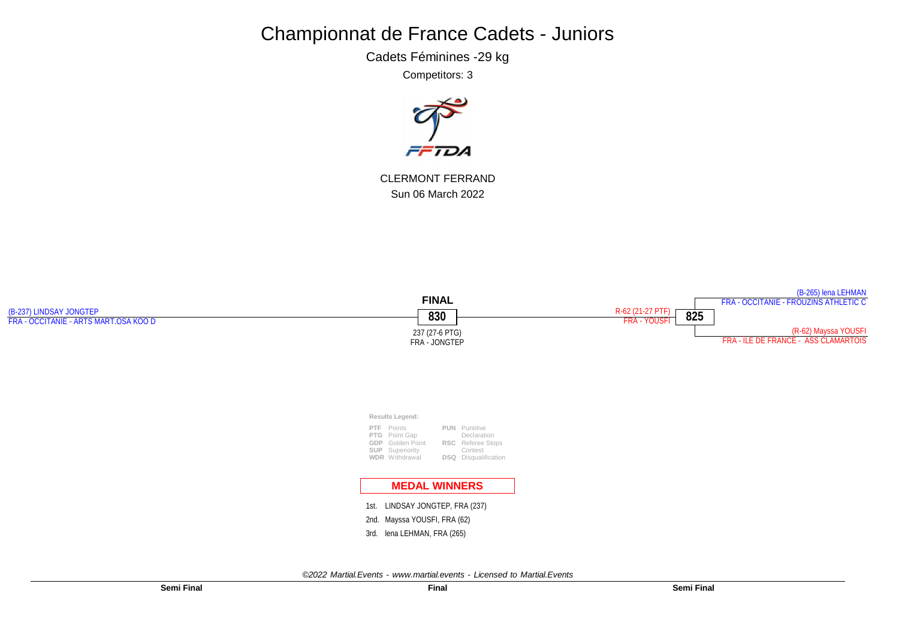# Championnat de France Cadets - Juniors

Cadets Féminines -29 kg

Competitors: 3

FFTDA

CLERMONT FERRAND

Sun 06 March 2022

(B-237) LINDSAY JONGTEP
FRA - OCCITANIE - ARTS MART.OSA KOO D

**FINAL**

**830**

237 (27-6 PTG)
FRA - JONGTEP

R-62 (21-27 PTF)
FRA - YOUSFI

**825**

(B-265) lena LEHMAN
FRA - OCCITANIE - FROUZINS ATHLETIC C

(R-62) Mayssa YOUSFI
FRA - ILE DE FRANCE - ASS CLAMARTOIS

**Results Legend:**

| | | | |
|---|---|---|---|
| **PTF** | Points | **PUN** | Puntitive Declaration |
| **PTG** | Point Gap | | |
| **GDP** | Golden Point | **RSC** | Referee Stops Contest |
| **SUP** | Superiority | | |
| **WDR** | Withdrawal | **DSQ** | Disqualification |

**MEDAL WINNERS**

1st. LINDSAY JONGTEP, FRA (237)

2nd. Mayssa YOUSFI, FRA (62)

3rd. lena LEHMAN, FRA (265)

*©2022 Martial.Events - www.martial.events - Licensed to Martial.Events*

**Semi Final** | **Final** | **Semi Final**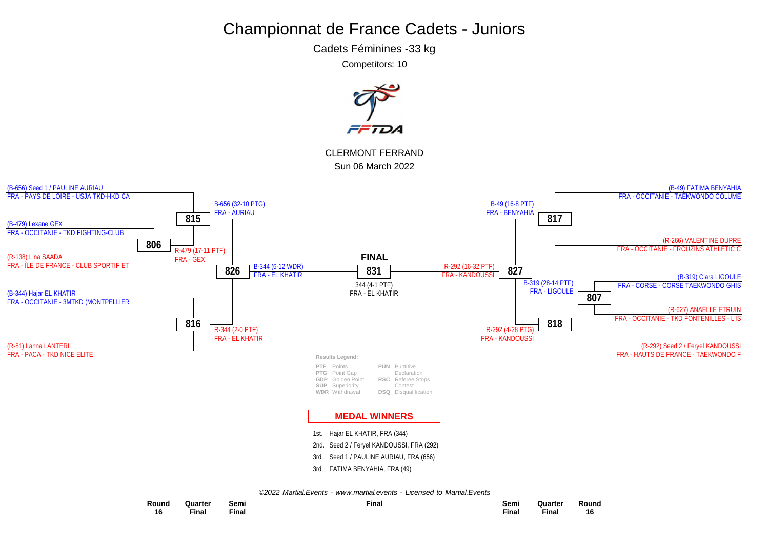# Championnat de France Cadets - Juniors

## Cadets Féminines -33 kg

Competitors: 10

CLERMONT FERRAND

Sun 06 March 2022

(B-656) Seed 1 / PAULINE AURIAU
FRA - PAYS DE LOIRE - USJA TKD-HKD CA

(B-479) Lexane GEX
FRA - OCCITANIE - TKD FIGHTING-CLUB

(R-138) Lina SAADA
FRA - ILE DE FRANCE - CLUB SPORTIF ET

(B-344) Hajar EL KHATIR
FRA - OCCITANIE - 3MTKD (MONTPELLIER

(R-81) Lahna LANTERI
FRA - PACA - TKD NICE ELITE

**806**: R-479 (17-11 PTF) FRA - GEX

**815**: B-656 (32-10 PTG) FRA - AURIAU

**816**: R-344 (2-0 PTF) FRA - EL KHATIR

**826**: B-344 (6-12 WDR) FRA - EL KHATIR

**FINAL**

**831**: 344 (4-1 PTF) FRA - EL KHATIR

**827**: R-292 (16-32 PTF) FRA - KANDOUSSI

**817**: B-49 (16-8 PTF) FRA - BENYAHIA

**807**: B-319 (28-14 PTF) FRA - LIGOULE

**818**: R-292 (4-28 PTG) FRA - KANDOUSSI

(B-49) FATIMA BENYAHIA
FRA - OCCITANIE - TAEKWONDO COLUME

(R-266) VALENTINE DUPRE
FRA - OCCITANIE - FROUZINS ATHLETIC C

(B-319) Clara LIGOULE
FRA - CORSE - CORSE TAEKWONDO GHIS

(R-627) ANAELLE ETRUIN
FRA - OCCITANIE - TKD FONTENILLES - L'IS

(R-292) Seed 2 / Feryel KANDOUSSI
FRA - HAUTS DE FRANCE - TAEKWONDO F

**Results Legend:**

| | | | |
|---|---|---|---|
| PTF | Points | PUN | Puntitive Declaration |
| PTG | Point Gap | RSC | Referee Stops Contest |
| GDP | Golden Point | DSQ | Disqualification |
| SUP | Superiority | | |
| WDR | Withdrawal | | |

## MEDAL WINNERS

1st. Hajar EL KHATIR, FRA (344)
2nd. Seed 2 / Feryel KANDOUSSI, FRA (292)
3rd. Seed 1 / PAULINE AURIAU, FRA (656)
3rd. FATIMA BENYAHIA, FRA (49)

*©2022 Martial.Events - www.martial.events - Licensed to Martial.Events*

| Round 16 | Quarter Final | Semi Final | Final | Semi Final | Quarter Final | Round 16 |
|---|---|---|---|---|---|---|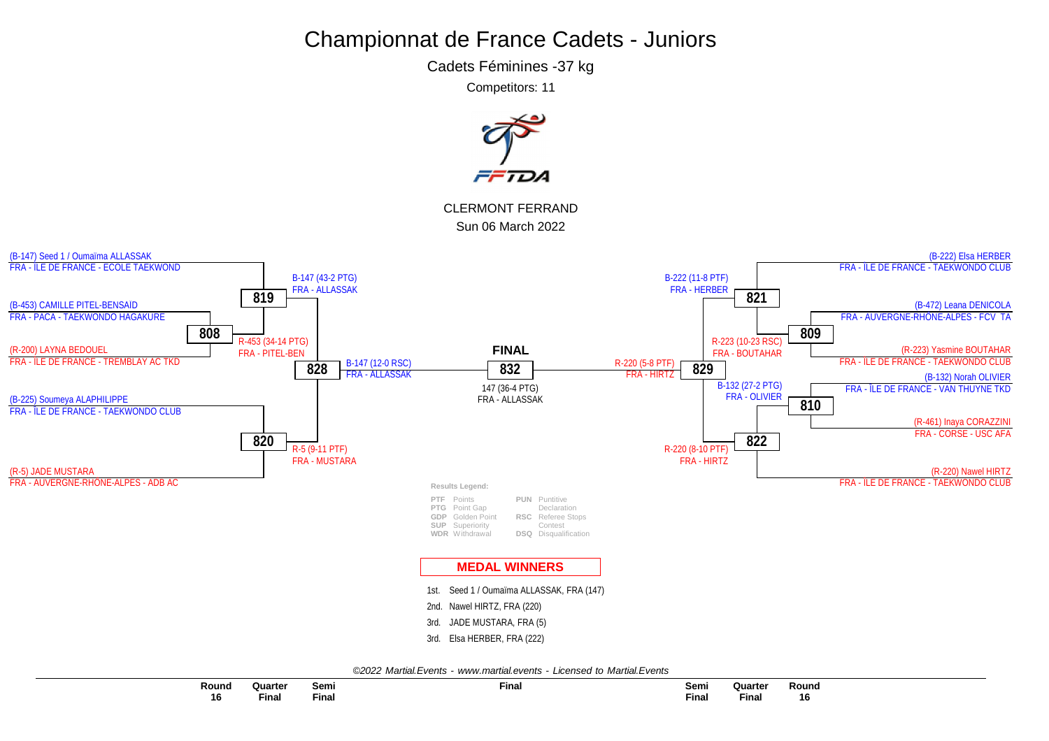# Championnat de France Cadets - Juniors

## Cadets Féminines -37 kg

Competitors: 11

CLERMONT FERRAND

Sun 06 March 2022

(B-147) Seed 1 / Oumaïma ALLASSAK
FRA - ÎLE DE FRANCE - ECOLE TAEKWOND

**819**

B-147 (43-2 PTG)
FRA - ALLASSAK

(B-453) CAMILLE PITEL-BENSAID
FRA - PACA - TAEKWONDO HAGAKURE

**808**

R-453 (34-14 PTG)
FRA - PITEL-BEN

(R-200) LAYNA BEDOUEL
FRA - ÎLE DE FRANCE - TREMBLAY AC TKD

**828**

B-147 (12-0 RSC)
FRA - ALLASSAK

(B-225) Soumeya ALAPHILIPPE
FRA - ÎLE DE FRANCE - TAEKWONDO CLUB

**820**

R-5 (9-11 PTF)
FRA - MUSTARA

(R-5) JADE MUSTARA
FRA - AUVERGNE-RHÔNE-ALPES - ADB AC

**FINAL**

**832**

147 (36-4 PTG)
FRA - ALLASSAK

(B-222) Elsa HERBER
FRA - ÎLE DE FRANCE - TAEKWONDO CLUB

**821**

B-222 (11-8 PTF)
FRA - HERBER

(B-472) Leana DENICOLA
FRA - AUVERGNE-RHÔNE-ALPES - FCV TA

**809**

R-223 (10-23 RSC)
FRA - BOUTAHAR

(R-223) Yasmine BOUTAHAR
FRA - ÎLE DE FRANCE - TAEKWONDO CLUB

**829**

R-220 (5-8 PTF)
FRA - HIRTZ

(B-132) Norah OLIVIER
FRA - ÎLE DE FRANCE - VAN THUYNE TKD

**810**

B-132 (27-2 PTG)
FRA - OLIVIER

(R-461) Inaya CORAZZINI
FRA - CORSE - USC AFA

**822**

R-220 (8-10 PTF)
FRA - HIRTZ

(R-220) Nawel HIRTZ
FRA - ÎLE DE FRANCE - TAEKWONDO CLUB

**Results Legend:**

| | | | |
|---|---|---|---|
| PTF | Points | PUN | Puntitive Declaration |
| PTG | Point Gap | | |
| GDP | Golden Point | RSC | Referee Stops Contest |
| SUP | Superiority | | |
| WDR | Withdrawal | DSQ | Disqualification |

**MEDAL WINNERS**

1st. Seed 1 / Oumaïma ALLASSAK, FRA (147)

2nd. Nawel HIRTZ, FRA (220)

3rd. JADE MUSTARA, FRA (5)

3rd. Elsa HERBER, FRA (222)

*©2022 Martial.Events - www.martial.events - Licensed to Martial.Events*

| Round 16 | Quarter Final | Semi Final | Final | Semi Final | Quarter Final | Round 16 |
|---|---|---|---|---|---|---|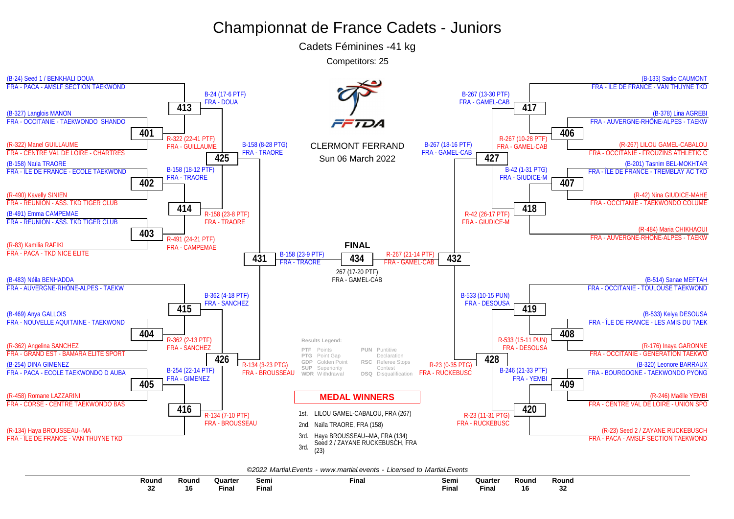# Championnat de France Cadets - Juniors

## Cadets Féminines -41 kg

Competitors: 25

CLERMONT FERRAND
Sun 06 March 2022

### Left side of bracket

**Round 32 / Round 16**

- (B-24) Seed 1 / BENKHALI DOUA — FRA - PACA - AMSLF SECTION TAEKWOND
- (B-327) Langlois MANON — FRA - OCCITANIE - TAEKWONDO SHANDO
- (R-322) Manel GUILLAUME — FRA - CENTRE VAL DE LOIRE - CHARTRES
- (B-158) Naïla TRAORE — FRA - ILE DE FRANCE - ECOLE TAEKWOND
- (R-490) Kavelly SINIEN — FRA - REUNION - ASS. TKD TIGER CLUB
- (B-491) Emma CAMPEMAE — FRA - REUNION - ASS. TKD TIGER CLUB
- (R-83) Kamilia RAFIKI — FRA - PACA - TKD NICE ELITE
- (B-483) Néila BENHADDA — FRA - AUVERGNE-RHÔNE-ALPES - TAEKW
- (B-469) Anya GALLOIS — FRA - NOUVELLE AQUITAINE - TAEKWOND
- (R-362) Angelina SANCHEZ — FRA - GRAND EST - BAMARA ELITE SPORT
- (B-254) DINA GIMENEZ — FRA - PACA - ECOLE TAEKWONDO D AUBA
- (R-458) Romane LAZZARINI — FRA - CORSE - CENTRE TAEKWONDO BAS
- (R-134) Haya BROUSSEAU--MA — FRA - ILE DE FRANCE - VAN THUYNE TKD

**Matches**

- 401: R-322 (22-41 PTF) FRA - GUILLAUME
- 402: B-158 (18-12 PTF) FRA - TRAORE
- 403: R-491 (24-21 PTF) FRA - CAMPEMAE
- 404: R-362 (2-13 PTF) FRA - SANCHEZ
- 405: B-254 (22-14 PTF) FRA - GIMENEZ
- 413: B-24 (17-6 PTF) FRA - DOUA
- 414: R-158 (23-8 PTF) FRA - TRAORE
- 415: B-362 (4-18 PTF) FRA - SANCHEZ
- 416: R-134 (7-10 PTF) FRA - BROUSSEAU
- 425: B-158 (8-28 PTG) FRA - TRAORE
- 426: R-134 (3-23 PTG) FRA - BROUSSEAU
- 431: B-158 (23-9 PTF) FRA - TRAORE

### Right side of bracket

**Round 32 / Round 16**

- (B-133) Sadio CAUMONT — FRA - ILE DE FRANCE - VAN THUYNE TKD
- (B-378) Lina AGREBI — FRA - AUVERGNE-RHÔNE-ALPES - TAEKW
- (R-267) LILOU GAMEL-CABALOU — FRA - OCCITANIE - FROUZINS ATHLETIC C
- (B-201) Tasnim BEL-MOKHTAR — FRA - ILE DE FRANCE - TREMBLAY AC TKD
- (R-42) Nina GIUDICE-MAHE — FRA - OCCITANIE - TAEKWONDO COLUME
- (R-484) Maria CHIKHAOUI — FRA - AUVERGNE-RHÔNE-ALPES - TAEKW
- (B-514) Sanae MEFTAH — FRA - OCCITANIE - TOULOUSE TAEKWOND
- (B-533) Kelya DESOUSA — FRA - ILE DE FRANCE - LES AMIS DU TAEK
- (R-176) Inaya GARONNE — FRA - OCCITANIE - GENERATION TAEKWO
- (B-320) Leonore BARRAUX — FRA - BOURGOGNE - TAEKWONDO PYONG
- (R-246) Maëlle YEMBI — FRA - CENTRE VAL DE LOIRE - UNION SPO
- (R-23) Seed 2 / ZAYANE RUCKEBUSCH — FRA - PACA - AMSLF SECTION TAEKWOND

**Matches**

- 406: R-267 (10-28 PTF) FRA - GAMEL-CAB
- 407: B-42 (1-31 PTG) FRA - GIUDICE-M
- 408: R-533 (15-11 PUN) FRA - DESOUSA
- 409: B-246 (21-33 PTF) FRA - YEMBI
- 417: B-267 (13-30 PTF) FRA - GAMEL-CAB
- 418: R-42 (26-17 PTF) FRA - GIUDICE-M
- 419: B-533 (10-15 PUN) FRA - DESOUSA
- 420: R-23 (11-31 PTG) FRA - RUCKEBUSC
- 427: B-267 (18-16 PTF) FRA - GAMEL-CAB
- 428: R-23 (0-35 PTG) FRA - RUCKEBUSC
- 432: R-267 (21-14 PTF) FRA - GAMEL-CAB

### FINAL

434: 267 (17-20 PTF) FRA - GAMEL-CAB

**Results Legend:**

| Code | Meaning | Code | Meaning |
|---|---|---|---|
| PTF | Points | PUN | Puntitive Declaration |
| PTG | Point Gap | RSC | Referee Stops Contest |
| GDP | Golden Point | DSQ | Disqualification |
| SUP | Superiority | | |
| WDR | Withdrawal | | |

### MEDAL WINNERS

1st. LILOU GAMEL-CABALOU, FRA (267)
2nd. Naïla TRAORE, FRA (158)
3rd. Haya BROUSSEAU--MA, FRA (134)
3rd. Seed 2 / ZAYANE RUCKEBUSCH, FRA (23)

*©2022 Martial.Events - www.martial.events - Licensed to Martial.Events*

Round 32 | Round 16 | Quarter Final | Semi Final | Final | Semi Final | Quarter Final | Round 16 | Round 32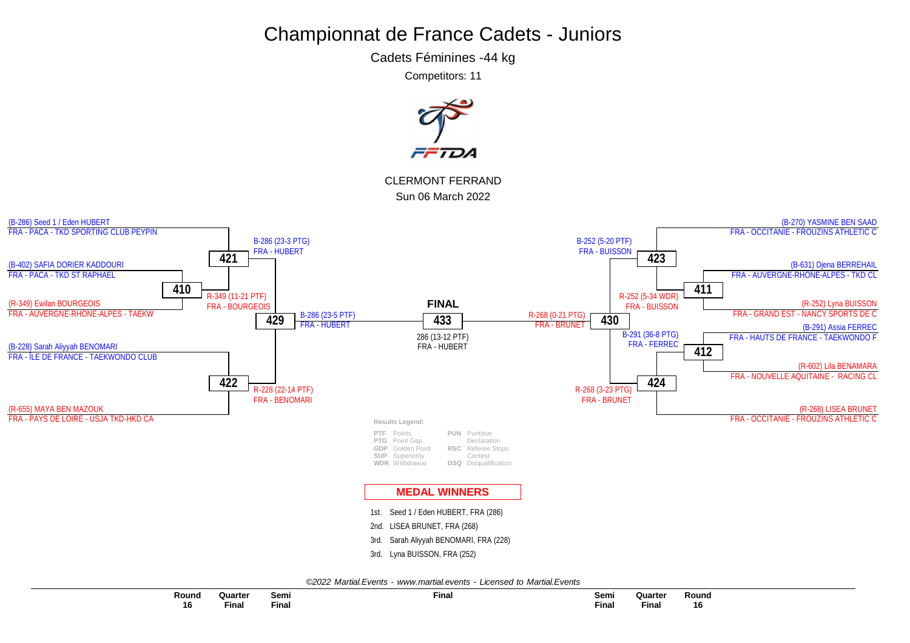# Championnat de France Cadets - Juniors

Cadets Féminines -44 kg

Competitors: 11

CLERMONT FERRAND

Sun 06 March 2022

(B-286) Seed 1 / Eden HUBERT
FRA - PACA - TKD SPORTING CLUB PEYPIN

(B-402) SAFIA DORIER KADDOURI
FRA - PACA - TKD ST RAPHAEL

(R-349) Ewilan BOURGEOIS
FRA - AUVERGNE-RHONE-ALPES - TAEKW

(B-228) Sarah Aliyyah BENOMARI
FRA - ÎLE DE FRANCE - TAEKWONDO CLUB

(R-655) MAYA BEN MAZOUK
FRA - PAYS DE LOIRE - USJA TKD-HKD CA

**410**: R-349 (11-21 PTF) FRA - BOURGEOIS

**421**: B-286 (23-3 PTG) FRA - HUBERT

**422**: R-228 (22-14 PTF) FRA - BENOMARI

**429**: B-286 (23-5 PTF) FRA - HUBERT

**FINAL**

**433**: 286 (13-12 PTF) FRA - HUBERT

**430**: R-268 (0-21 PTG) FRA - BRUNET

**423**: B-252 (5-20 PTF) FRA - BUISSON

**424**: R-268 (3-23 PTG) FRA - BRUNET

**411**: R-252 (5-34 WDR) FRA - BUISSON

**412**: B-291 (36-8 PTG) FRA - FERREC

(B-270) YASMINE BEN SAAD
FRA - OCCITANIE - FROUZINS ATHLETIC C

(B-631) Djena BERREHAIL
FRA - AUVERGNE-RHONE-ALPES - TKD CL

(R-252) Lyna BUISSON
FRA - GRAND EST - NANCY SPORTS DE C

(B-291) Assia FERREC
FRA - HAUTS DE FRANCE - TAEKWONDO F

(R-602) Lila BENAMARA
FRA - NOUVELLE AQUITAINE - RACING CL

(R-268) LISEA BRUNET
FRA - OCCITANIE - FROUZINS ATHLETIC C

**Results Legend:**

| | | | |
|---|---|---|---|
| PTF | Points | PUN | Puntitive Declaration |
| PTG | Point Gap | RSC | Referee Stops Contest |
| GDP | Golden Point | DSQ | Disqualification |
| SUP | Superiority | | |
| WDR | Withdrawal | | |

## MEDAL WINNERS

1st. Seed 1 / Eden HUBERT, FRA (286)
2nd. LISEA BRUNET, FRA (268)
3rd. Sarah Aliyyah BENOMARI, FRA (228)
3rd. Lyna BUISSON, FRA (252)

*©2022 Martial.Events - www.martial.events - Licensed to Martial.Events*

Round 16 | Quarter Final | Semi Final | Final | Semi Final | Quarter Final | Round 16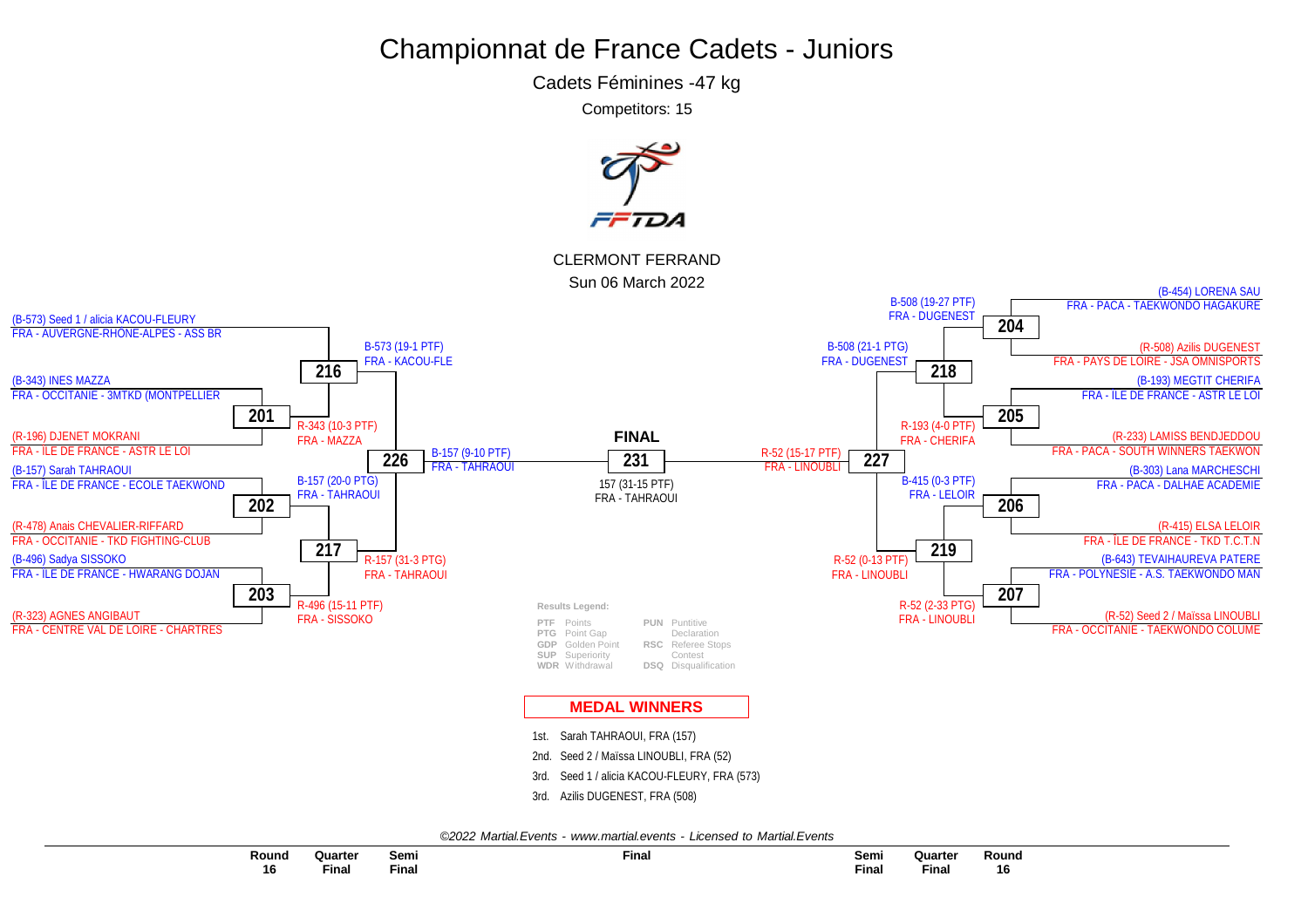# Championnat de France Cadets - Juniors

Cadets Féminines -47 kg

Competitors: 15

FFTDA

CLERMONT FERRAND

Sun 06 March 2022

## Round 16 (left)

- (B-573) Seed 1 / alicia KACOU-FLEURY — FRA - AUVERGNE-RHÔNE-ALPES - ASS BR
- **201**: (B-343) INES MAZZA — FRA - OCCITANIE - 3MTKD (MONTPELLIER) vs (R-196) DJENET MOKRANI — FRA - ÎLE DE FRANCE - ASTR LE LOI → R-343 (10-3 PTF) FRA - MAZZA
- **202**: (B-157) Sarah TAHRAOUI — FRA - ÎLE DE FRANCE - ECOLE TAEKWOND vs (R-478) Anais CHEVALIER-RIFFARD — FRA - OCCITANIE - TKD FIGHTING-CLUB → B-157 (20-0 PTG) FRA - TAHRAOUI
- **203**: (B-496) Sadya SISSOKO — FRA - ÎLE DE FRANCE - HWARANG DOJAN vs (R-323) AGNES ANGIBAUT — FRA - CENTRE VAL DE LOIRE - CHARTRES → R-496 (15-11 PTF) FRA - SISSOKO

## Quarter Final (left)

- **216**: B-573 (19-1 PTF) FRA - KACOU-FLE
- **217**: R-157 (31-3 PTG) FRA - TAHRAOUI

## Semi Final (left)

- **226**: B-157 (9-10 PTF) FRA - TAHRAOUI

## FINAL

- **231**: 157 (31-15 PTF) FRA - TAHRAOUI

## Semi Final (right)

- **227**: R-52 (15-17 PTF) FRA - LINOUBLI

## Quarter Final (right)

- **218**: B-508 (21-1 PTG) FRA - DUGENEST
- **219**: R-52 (0-13 PTF) FRA - LINOUBLI

## Round 16 (right)

- **204**: (B-454) LORENA SAU — FRA - PACA - TAEKWONDO HAGAKURE vs (R-508) Azilis DUGENEST — FRA - PAYS DE LOIRE - JSA OMNISPORTS → B-508 (19-27 PTF) FRA - DUGENEST
- **205**: (B-193) MEGTIT CHERIFA — FRA - ILE DE FRANCE - ASTR LE LOI vs (R-233) LAMISS BENDJEDDOU — FRA - PACA - SOUTH WINNERS TAEKWON → R-193 (4-0 PTF) FRA - CHERIFA
- **206**: (B-303) Lana MARCHESCHI — FRA - PACA - DALHAE ACADEMIE vs (R-415) ELSA LELOIR — FRA - ÎLE DE FRANCE - TKD T.C.T.N → B-415 (0-3 PTF) FRA - LELOIR
- **207**: (B-643) TEVAIHAUREVA PATERE — FRA - POLYNESIE - A.S. TAEKWONDO MAN vs (R-52) Seed 2 / Maïssa LINOUBLI — FRA - OCCITANIE - TAEKWONDO COLUME → R-52 (2-33 PTG) FRA - LINOUBLI

**Results Legend:**

| | | | |
|---|---|---|---|
| PTF | Points | PUN | Puntitive Declaration |
| PTG | Point Gap | RSC | Referee Stops Contest |
| GDP | Golden Point | DSQ | Disqualification |
| SUP | Superiority | | |
| WDR | Withdrawal | | |

## MEDAL WINNERS

1st. Sarah TAHRAOUI, FRA (157)
2nd. Seed 2 / Maïssa LINOUBLI, FRA (52)
3rd. Seed 1 / alicia KACOU-FLEURY, FRA (573)
3rd. Azilis DUGENEST, FRA (508)

*©2022 Martial.Events - www.martial.events - Licensed to Martial.Events*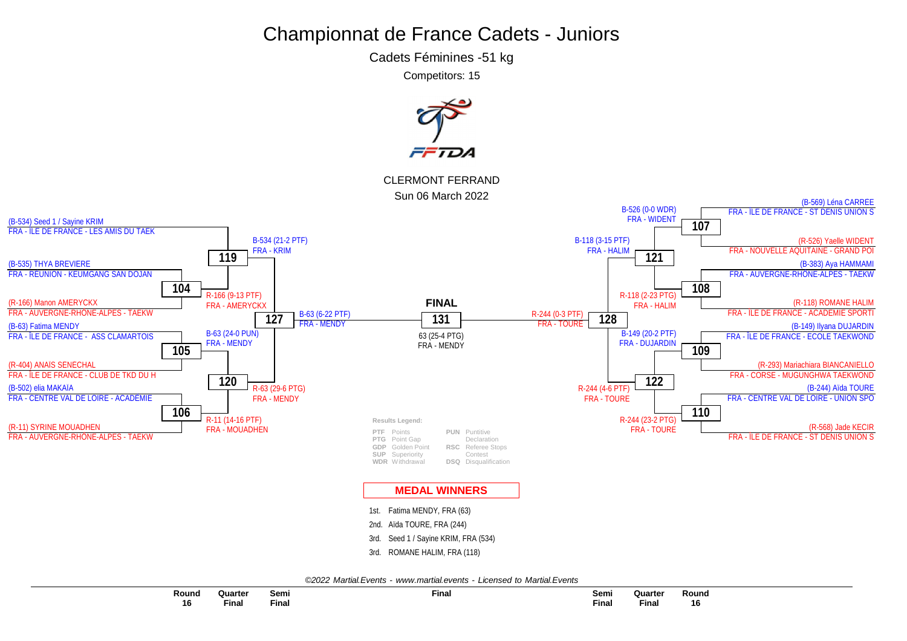# Championnat de France Cadets - Juniors

## Cadets Féminines -51 kg

Competitors: 15

CLERMONT FERRAND

Sun 06 March 2022

### Round 16

**104**
- (B-534) Seed 1 / Sayine KRIM — FRA - ÎLE DE FRANCE - LES AMIS DU TAEK
- (B-535) THYA BREVIERE — FRA - REUNION - KEUMGANG SAN DOJAN

**104**
- (R-166) Manon AMERYCKX — FRA - AUVERGNE-RHÔNE-ALPES - TAEKW
- R-166 (9-13 PTF) FRA - AMERYCKX

**105**
- (B-63) Fatima MENDY — FRA - ÎLE DE FRANCE - ASS CLAMARTOIS
- (R-404) ANAIS SENECHAL — FRA - ÎLE DE FRANCE - CLUB DE TKD DU H
- B-63 (24-0 PUN) FRA - MENDY

**106**
- (B-502) elia MAKAIA — FRA - CENTRE VAL DE LOIRE - ACADEMIE
- (R-11) SYRINE MOUADHEN — FRA - AUVERGNE-RHÔNE-ALPES - TAEKW
- R-11 (14-16 PTF) FRA - MOUADHEN

**107**
- (B-569) Léna CARREE — FRA - ÎLE DE FRANCE - ST DENIS UNION S
- (R-526) Yaelle WIDENT — FRA - NOUVELLE AQUITAINE - GRAND POI
- B-526 (0-0 WDR) FRA - WIDENT

**108**
- (B-383) Aya HAMMAMI — FRA - AUVERGNE-RHÔNE-ALPES - TAEKW
- (R-118) ROMANE HALIM — FRA - ÎLE DE FRANCE - ACADEMIE SPORTI
- R-118 (2-23 PTG) FRA - HALIM

**109**
- (B-149) Ilyana DUJARDIN — FRA - ÎLE DE FRANCE - ECOLE TAEKWOND
- (R-293) Mariachiara BIANCANIELLO — FRA - CORSE - MUGUNGHWA TAEKWOND
- B-149 (20-2 PTF) FRA - DUJARDIN

**110**
- (B-244) Aïda TOURE — FRA - CENTRE VAL DE LOIRE - UNION SPO
- (R-568) Jade KECIR — FRA - ÎLE DE FRANCE - ST DENIS UNION S
- R-244 (23-2 PTG) FRA - TOURE

### Quarter Final

- **119**: B-534 (21-2 PTF) FRA - KRIM
- **120**: R-63 (29-6 PTG) FRA - MENDY
- **121**: B-118 (3-15 PTF) FRA - HALIM
- **122**: R-244 (4-6 PTF) FRA - TOURE

### Semi Final

- **127**: B-63 (6-22 PTF) FRA - MENDY
- **128**: R-244 (0-3 PTF) FRA - TOURE

### FINAL

- **131**: 63 (25-4 PTG) FRA - MENDY

**Results Legend:**

| | | | |
|---|---|---|---|
| PTF | Points | PUN | Puntitive Declaration |
| PTG | Point Gap | RSC | Referee Stops Contest |
| GDP | Golden Point | DSQ | Disqualification |
| SUP | Superiority | | |
| WDR | Withdrawal | | |

## MEDAL WINNERS

1st. Fatima MENDY, FRA (63)
2nd. Aïda TOURE, FRA (244)
3rd. Seed 1 / Sayine KRIM, FRA (534)
3rd. ROMANE HALIM, FRA (118)

*©2022 Martial.Events - www.martial.events - Licensed to Martial.Events*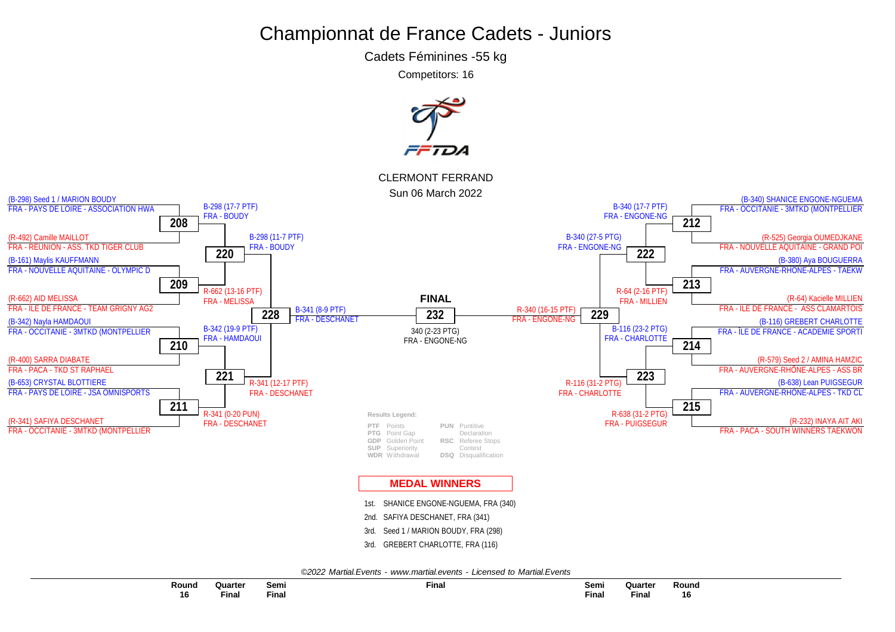# Championnat de France Cadets - Juniors

## Cadets Féminines -55 kg

Competitors: 16

CLERMONT FERRAND

Sun 06 March 2022

### Round 16 (left)

**208**
- (B-298) Seed 1 / MARION BOUDY — FRA - PAYS DE LOIRE - ASSOCIATION HWA
- (R-492) Camille MAILLOT — FRA - REUNION - ASS. TKD TIGER CLUB
- Winner: B-298 (17-7 PTF) FRA - BOUDY

**209**
- (B-161) Maylis KAUFFMANN — FRA - NOUVELLE AQUITAINE - OLYMPIC D
- (R-662) AID MELISSA — FRA - ILE DE FRANCE - TEAM GRIGNY AG2
- Winner: R-662 (13-16 PTF) FRA - MELISSA

**210**
- (B-342) Nayla HAMDAOUI — FRA - OCCITANIE - 3MTKD (MONTPELLIER
- (R-400) SARRA DIABATE — FRA - PACA - TKD ST RAPHAEL
- Winner: B-342 (19-9 PTF) FRA - HAMDAOUI

**211**
- (B-653) CRYSTAL BLOTTIERE — FRA - PAYS DE LOIRE - JSA OMNISPORTS
- (R-341) SAFIYA DESCHANET — FRA - OCCITANIE - 3MTKD (MONTPELLIER
- Winner: R-341 (0-20 PUN) FRA - DESCHANET

### Quarter Final (left)

**220**: B-298 (11-7 PTF) FRA - BOUDY

**221**: R-341 (12-17 PTF) FRA - DESCHANET

### Semi Final (left)

**228**: B-341 (8-9 PTF) FRA - DESCHANET

### FINAL

**232**: 340 (2-23 PTG) FRA - ENGONE-NG

### Semi Final (right)

**229**: R-340 (16-15 PTF) FRA - ENGONE-NG

### Quarter Final (right)

**222**: B-340 (27-5 PTG) FRA - ENGONE-NG

**223**: R-116 (31-2 PTG) FRA - CHARLOTTE

### Round 16 (right)

**212**
- (B-340) SHANICE ENGONE-NGUEMA — FRA - OCCITANIE - 3MTKD (MONTPELLIER
- (R-525) Georgia OUMEDJKANE — FRA - NOUVELLE AQUITAINE - GRAND POI
- Winner: B-340 (17-7 PTF) FRA - ENGONE-NG

**213**
- (B-380) Aya BOUGUERRA — FRA - AUVERGNE-RHÔNE-ALPES - TAEKW
- (R-64) Kacielle MILLIEN — FRA - ILE DE FRANCE - ASS CLAMARTOIS
- Winner: R-64 (2-16 PTF) FRA - MILLIEN

**214**
- (B-116) GREBERT CHARLOTTE — FRA - ÎLE DE FRANCE - ACADEMIE SPORTI
- (R-579) Seed 2 / AMINA HAMZIC — FRA - AUVERGNE-RHÔNE-ALPES - ASS BR
- Winner: B-116 (23-2 PTG) FRA - CHARLOTTE

**215**
- (B-638) Lean PUIGSEGUR — FRA - AUVERGNE-RHÔNE-ALPES - TKD CL
- (R-232) INAYA AIT AKI — FRA - PACA - SOUTH WINNERS TAEKWON
- Winner: R-638 (31-2 PTG) FRA - PUIGSEGUR

**Results Legend:**

| | | | |
|---|---|---|---|
| PTF | Points | PUN | Puntitive Declaration |
| PTG | Point Gap | RSC | Referee Stops Contest |
| GDP | Golden Point | DSQ | Disqualification |
| SUP | Superiority | | |
| WDR | Withdrawal | | |

## MEDAL WINNERS

1st. SHANICE ENGONE-NGUEMA, FRA (340)

2nd. SAFIYA DESCHANET, FRA (341)

3rd. Seed 1 / MARION BOUDY, FRA (298)

3rd. GREBERT CHARLOTTE, FRA (116)

*©2022 Martial.Events - www.martial.events - Licensed to Martial.Events*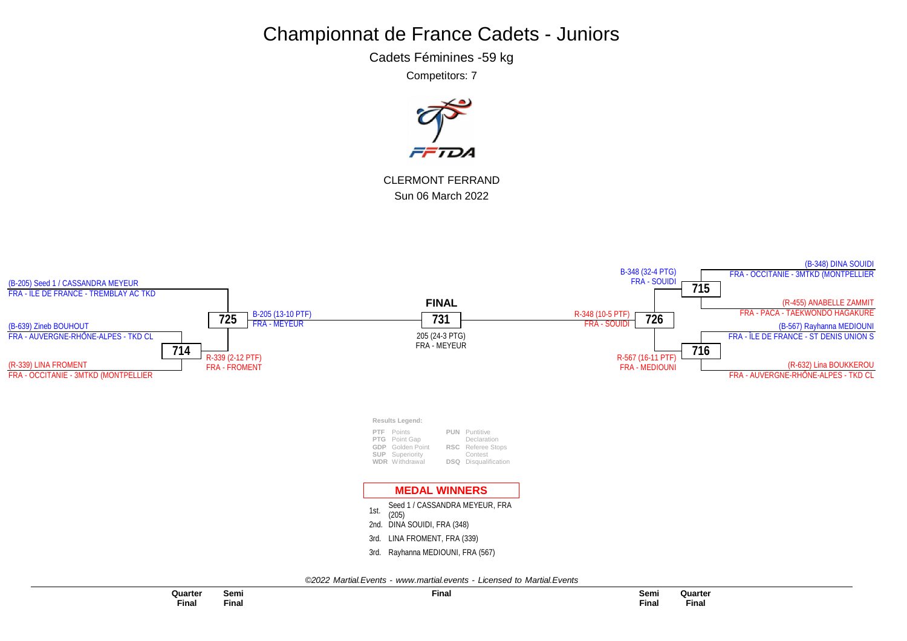# Championnat de France Cadets - Juniors

Cadets Féminines -59 kg

Competitors: 7

CLERMONT FERRAND

Sun 06 March 2022

(B-205) Seed 1 / CASSANDRA MEYEUR
FRA - ÎLE DE FRANCE - TREMBLAY AC TKD

(B-639) Zineb BOUHOUT
FRA - AUVERGNE-RHÔNE-ALPES - TKD CL

**714**

(R-339) LINA FROMENT
FRA - OCCITANIE - 3MTKD (MONTPELLIER

R-339 (2-12 PTF)
FRA - FROMENT

**725**

B-205 (13-10 PTF)
FRA - MEYEUR

**FINAL**

**731**

205 (24-3 PTG)
FRA - MEYEUR

R-348 (10-5 PTF)
FRA - SOUIDI

**726**

B-348 (32-4 PTG)
FRA - SOUIDI

**715**

(B-348) DINA SOUIDI
FRA - OCCITANIE - 3MTKD (MONTPELLIER

(R-455) ANABELLE ZAMMIT
FRA - PACA - TAEKWONDO HAGAKURE

R-567 (16-11 PTF)
FRA - MEDIOUNI

**716**

(B-567) Rayhanna MEDIOUNI
FRA - ÎLE DE FRANCE - ST DENIS UNION S

(R-632) Lina BOUKKEROU
FRA - AUVERGNE-RHÔNE-ALPES - TKD CL

**Results Legend:**

| | | | |
|---|---|---|---|
| **PTF** | Points | **PUN** | Puntitive Declaration |
| **PTG** | Point Gap | | |
| **GDP** | Golden Point | **RSC** | Referee Stops Contest |
| **SUP** | Superiority | | |
| **WDR** | Withdrawal | **DSQ** | Disqualification |

**MEDAL WINNERS**

1st. Seed 1 / CASSANDRA MEYEUR, FRA (205)
2nd. DINA SOUIDI, FRA (348)
3rd. LINA FROMENT, FRA (339)
3rd. Rayhanna MEDIOUNI, FRA (567)

*©2022 Martial.Events - www.martial.events - Licensed to Martial.Events*

Quarter Final | Semi Final | Final | Semi Final | Quarter Final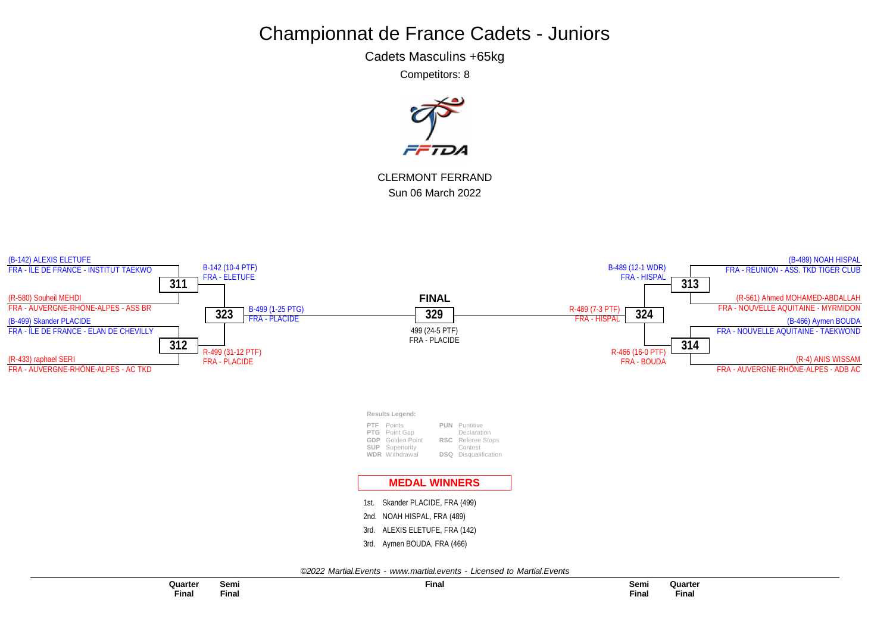# Championnat de France Cadets - Juniors

Cadets Masculins +65kg

Competitors: 8

CLERMONT FERRAND

Sun 06 March 2022

(B-142) ALEXIS ELETUFE
FRA - ILE DE FRANCE - INSTITUT TAEKWO

**311**

B-142 (10-4 PTF)
FRA - ELETUFE

(R-580) Souheil MEHDI
FRA - AUVERGNE-RHÔNE-ALPES - ASS BR

**323**

B-499 (1-25 PTG)
FRA - PLACIDE

(B-499) Skander PLACIDE
FRA - ILE DE FRANCE - ELAN DE CHEVILLY

**312**

R-499 (31-12 PTF)
FRA - PLACIDE

(R-433) raphael SERI
FRA - AUVERGNE-RHÔNE-ALPES - AC TKD

**FINAL**

**329**

499 (24-5 PTF)
FRA - PLACIDE

(B-489) NOAH HISPAL
FRA - REUNION - ASS. TKD TIGER CLUB

**313**

B-489 (12-1 WDR)
FRA - HISPAL

(R-561) Ahmed MOHAMED-ABDALLAH
FRA - NOUVELLE AQUITAINE - MYRMIDON

**324**

R-489 (7-3 PTF)
FRA - HISPAL

(B-466) Aymen BOUDA
FRA - NOUVELLE AQUITAINE - TAEKWOND

**314**

R-466 (16-0 PTF)
FRA - BOUDA

(R-4) ANIS WISSAM
FRA - AUVERGNE-RHÔNE-ALPES - ADB AC

**Results Legend:**

| | | | |
|---|---|---|---|
| PTF | Points | PUN | Puntitive Declaration |
| PTG | Point Gap | RSC | Referee Stops Contest |
| GDP | Golden Point | DSQ | Disqualification |
| SUP | Superiority | | |
| WDR | Withdrawal | | |

**MEDAL WINNERS**

1st. Skander PLACIDE, FRA (499)
2nd. NOAH HISPAL, FRA (489)
3rd. ALEXIS ELETUFE, FRA (142)
3rd. Aymen BOUDA, FRA (466)

*©2022 Martial.Events - www.martial.events - Licensed to Martial.Events*

**Quarter Final** | **Semi Final** | **Final** | **Semi Final** | **Quarter Final**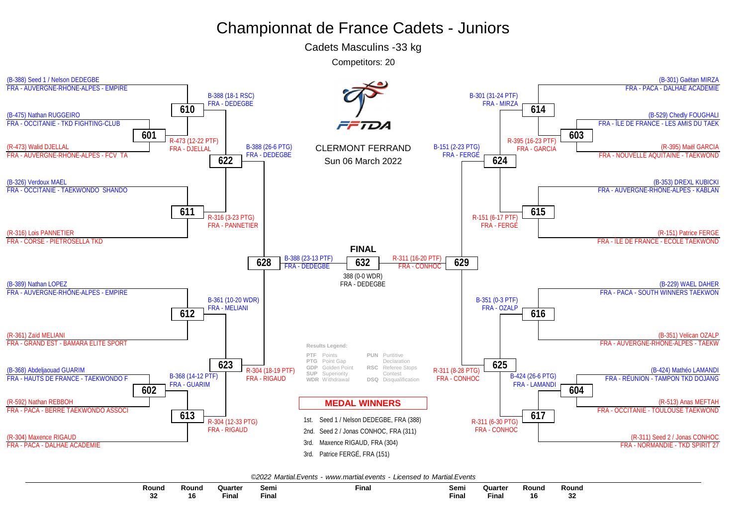# Championnat de France Cadets - Juniors

Cadets Masculins -33 kg

Competitors: 20

CLERMONT FERRAND

Sun 06 March 2022

## Left side

**Round 32 / Round 16:**

- (B-388) Seed 1 / Nelson DEDEGBE – FRA - AUVERGNE-RHÔNE-ALPES - EMPIRE
- (B-475) Nathan RUGGEIRO – FRA - OCCITANIE - TKD FIGHTING-CLUB
- (R-473) Walid DJELLAL – FRA - AUVERGNE-RHÔNE-ALPES - FCV TA
- (B-326) Verdoux MAEL – FRA - OCCITANIE - TAEKWONDO SHANDO
- (R-316) Lois PANNETIER – FRA - CORSE - PIETROSELLA TKD
- (B-389) Nathan LOPEZ – FRA - AUVERGNE-RHÔNE-ALPES - EMPIRE
- (R-361) Zaïd MELIANI – FRA - GRAND EST - BAMARA ELITE SPORT
- (B-368) Abdeljaouad GUARIM – FRA - HAUTS DE FRANCE - TAEKWONDO F
- (R-592) Nathan REBBOH – FRA - PACA - BERRE TAEKWONDO ASSOCI
- (R-304) Maxence RIGAUD – FRA - PACA - DALHAE ACADEMIE

| Match | Result |
|---|---|
| 601 | R-473 (12-22 PTF) FRA - DJELLAL |
| 602 | B-368 (14-12 PTF) FRA - GUARIM |
| 610 | B-388 (18-1 RSC) FRA - DEDEGBE |
| 611 | R-316 (3-23 PTG) FRA - PANNETIER |
| 612 | B-361 (10-20 WDR) FRA - MELIANI |
| 613 | R-304 (12-33 PTG) FRA - RIGAUD |
| 622 | B-388 (26-6 PTG) FRA - DEDEGBE |
| 623 | R-304 (18-19 PTF) FRA - RIGAUD |
| 628 | B-388 (23-13 PTF) FRA - DEDEGBE |

## Right side

**Round 32 / Round 16:**

- (B-301) Gaëtan MIRZA – FRA - PACA - DALHAE ACADEMIE
- (B-529) Chedly FOUGHALI – FRA - ÎLE DE FRANCE - LES AMIS DU TAEK
- (R-395) Maël GARCIA – FRA - NOUVELLE AQUITAINE - TAEKWOND
- (B-353) DREXL KUBICKI – FRA - AUVERGNE-RHÔNE-ALPES - KABLAN
- (R-151) Patrice FERGE – FRA - ÎLE DE FRANCE - ECOLE TAEKWOND
- (B-229) WAEL DAHER – FRA - PACA - SOUTH WINNERS TAEKWON
- (B-351) Velican OZALP – FRA - AUVERGNE-RHÔNE-ALPES - TAEKW
- (B-424) Mathéo LAMANDI – FRA - RÉUNION - TAMPON TKD DOJANG
- (R-513) Anas MEFTAH – FRA - OCCITANIE - TOULOUSE TAEKWOND
- (R-311) Seed 2 / Jonas CONHOC – FRA - NORMANDIE - TKD SPIRIT 27

| Match | Result |
|---|---|
| 603 | R-395 (16-23 PTF) FRA - GARCIA |
| 604 | B-424 (26-6 PTG) FRA - LAMANDI |
| 614 | B-301 (31-24 PTF) FRA - MIRZA |
| 615 | R-151 (6-17 PTF) FRA - FERGÉ |
| 616 | B-351 (0-3 PTF) FRA - OZALP |
| 617 | R-311 (6-30 PTG) FRA - CONHOC |
| 624 | B-151 (2-23 PTG) FRA - FERGÉ |
| 625 | R-311 (8-28 PTG) FRA - CONHOC |
| 629 | R-311 (16-20 PTF) FRA - CONHOC |

## FINAL

632: 388 (0-0 WDR) FRA - DEDEGBE

**Results Legend:**

- PTF Points
- PTG Point Gap
- GDP Golden Point
- SUP Superiority
- WDR Withdrawal
- PUN Puntitive Declaration
- RSC Referee Stops Contest
- DSQ Disqualification

## MEDAL WINNERS

1st. Seed 1 / Nelson DEDEGBE, FRA (388)
2nd. Seed 2 / Jonas CONHOC, FRA (311)
3rd. Maxence RIGAUD, FRA (304)
3rd. Patrice FERGÉ, FRA (151)

*©2022 Martial.Events - www.martial.events - Licensed to Martial.Events*

Round 32 | Round 16 | Quarter Final | Semi Final | Final | Semi Final | Quarter Final | Round 16 | Round 32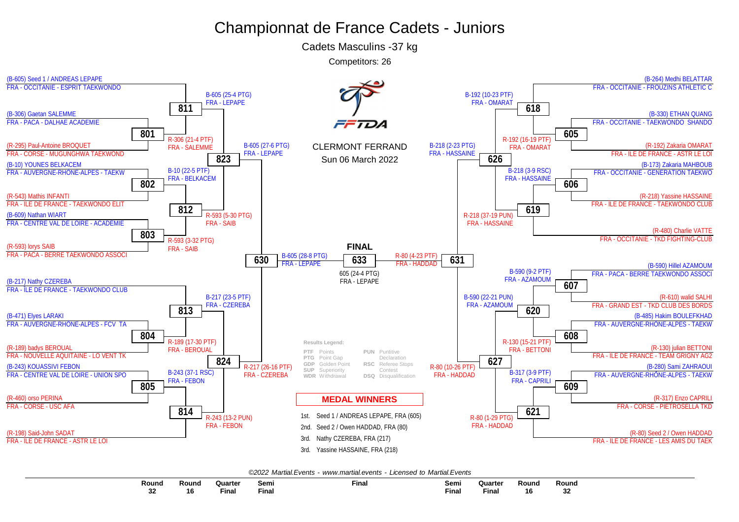# Championnat de France Cadets - Juniors

## Cadets Masculins -37 kg

Competitors: 26

CLERMONT FERRAND

Sun 06 March 2022

### Competitors (left side)

- (B-605) Seed 1 / ANDREAS LEPAPE — FRA - OCCITANIE - ESPRIT TAEKWONDO
- (B-306) Gaetan SALEMME — FRA - PACA - DALHAE ACADEMIE
- (R-295) Paul-Antoine BROQUET — FRA - CORSE - MUGUNGHWA TAEKWOND
- (B-10) YOUNES BELKACEM — FRA - AUVERGNE-RHÔNE-ALPES - TAEKW
- (R-543) Mathis INFANTI — FRA - ILE DE FRANCE - TAEKWONDO ELIT
- (B-609) Nathan WIART — FRA - CENTRE VAL DE LOIRE - ACADEMIE
- (R-593) lorys SAIB — FRA - PACA - BERRE TAEKWONDO ASSOCI
- (B-217) Nathy CZEREBA — FRA - ILE DE FRANCE - TAEKWONDO CLUB
- (B-471) Elyes LARAKI — FRA - AUVERGNE-RHÔNE-ALPES - FCV TA
- (R-189) badys BEROUAL — FRA - NOUVELLE AQUITAINE - LO VENT TK
- (B-243) KOUASSIVI FEBON — FRA - CENTRE VAL DE LOIRE - UNION SPO
- (R-460) orso PERINA — FRA - CORSE - USC AFA
- (R-198) Said-John SADAT — FRA - ILE DE FRANCE - ASTR LE LOI

### Competitors (right side)

- (B-264) Medhi BELATTAR — FRA - OCCITANIE - FROUZINS ATHLETIC C
- (B-330) ETHAN QUANG — FRA - OCCITANIE - TAEKWONDO SHANDO
- (R-192) Zakaria OMARAT — FRA - ILE DE FRANCE - ASTR LE LOI
- (B-173) Zakaria MAHBOUB — FRA - OCCITANIE - GENERATION TAEKWO
- (R-218) Yassine HASSAINE — FRA - ILE DE FRANCE - TAEKWONDO CLUB
- (R-480) Charlie VATTE — FRA - OCCITANIE - TKD FIGHTING-CLUB
- (B-590) Hillel AZAMOUM — FRA - PACA - BERRE TAEKWONDO ASSOCI
- (R-610) walid SALHI — FRA - GRAND EST - TKD CLUB DES BORDS
- (B-485) Hakim BOULEFKHAD — FRA - AUVERGNE-RHÔNE-ALPES - TAEKW
- (R-130) julian BETTONI — FRA - ILE DE FRANCE - TEAM GRIGNY AG2
- (B-280) Sami ZAHRAOUI — FRA - AUVERGNE-RHÔNE-ALPES - TAEKW
- (R-317) Enzo CAPRILI — FRA - CORSE - PIETROSELLA TKD
- (R-80) Seed 2 / Owen HADDAD — FRA - ILE DE FRANCE - LES AMIS DU TAEK

### Results

| Match | Result | Winner |
|---|---|---|
| 801 | R-306 (21-4 PTF) | FRA - SALEMME |
| 802 | B-10 (22-5 PTF) | FRA - BELKACEM |
| 803 | R-593 (3-32 PTG) | FRA - SAIB |
| 804 | R-189 (17-30 PTF) | FRA - BEROUAL |
| 805 | B-243 (37-1 RSC) | FRA - FEBON |
| 811 | B-605 (25-4 PTG) | FRA - LEPAPE |
| 812 | R-593 (5-30 PTG) | FRA - SAIB |
| 813 | B-217 (23-5 PTF) | FRA - CZEREBA |
| 814 | R-243 (13-2 PUN) | FRA - FEBON |
| 823 | B-605 (27-6 PTG) | FRA - LEPAPE |
| 824 | R-217 (26-16 PTF) | FRA - CZEREBA |
| 630 | B-605 (28-8 PTG) | FRA - LEPAPE |
| 605 | R-192 (16-19 PTF) | FRA - OMARAT |
| 606 | B-218 (3-9 RSC) | FRA - HASSAINE |
| 607 | B-590 (9-2 PTF) | FRA - AZAMOUM |
| 608 | R-130 (15-21 PTF) | FRA - BETTONI |
| 609 | B-317 (3-9 PTF) | FRA - CAPRILI |
| 618 | B-192 (10-23 PTF) | FRA - OMARAT |
| 619 | R-218 (37-19 PUN) | FRA - HASSAINE |
| 620 | B-590 (22-21 PUN) | FRA - AZAMOUM |
| 621 | R-80 (1-29 PTG) | FRA - HADDAD |
| 626 | B-218 (2-23 PTG) | FRA - HASSAINE |
| 627 | R-80 (10-26 PTF) | FRA - HADDAD |
| 631 | R-80 (4-23 PTF) | FRA - HADDAD |
| 633 (FINAL) | 605 (24-4 PTG) | FRA - LEPAPE |

### Results Legend:

- PTF Points
- PTG Point Gap
- GDP Golden Point
- SUP Superiority
- WDR Withdrawal
- PUN Puntitive Declaration
- RSC Referee Stops Contest
- DSQ Disqualification

### MEDAL WINNERS

1st. Seed 1 / ANDREAS LEPAPE, FRA (605)

2nd. Seed 2 / Owen HADDAD, FRA (80)

3rd. Nathy CZEREBA, FRA (217)

3rd. Yassine HASSAINE, FRA (218)

*©2022 Martial.Events - www.martial.events - Licensed to Martial.Events*

Round 32 | Round 16 | Quarter Final | Semi Final | Final | Semi Final | Quarter Final | Round 16 | Round 32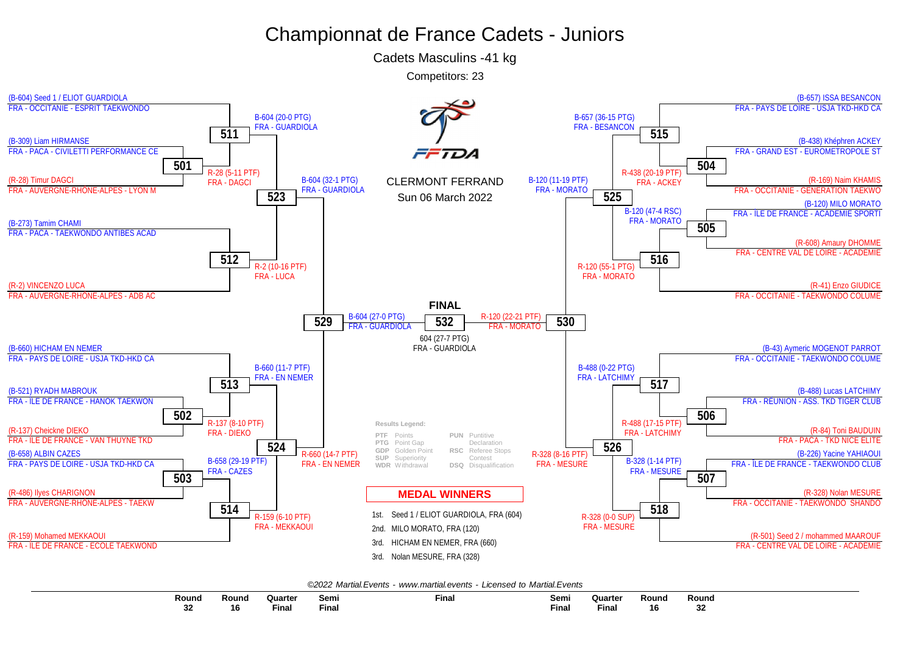# Championnat de France Cadets - Juniors

## Cadets Masculins -41 kg

Competitors: 23

CLERMONT FERRAND

Sun 06 March 2022

### Round 32 / Round 16 (left side)

- (B-604) Seed 1 / ELIOT GUARDIOLA – FRA - OCCITANIE - ESPRIT TAEKWONDO
- (B-309) Liam HIRMANSE – FRA - PACA - CIVILETTI PERFORMANCE CE
- (R-28) Timur DAGCI – FRA - AUVERGNE-RHÔNE-ALPES - LYON M
- (B-273) Tamim CHAMI – FRA - PACA - TAEKWONDO ANTIBES ACAD
- (R-2) VINCENZO LUCA – FRA - AUVERGNE-RHÔNE-ALPES - ADB AC
- (B-660) HICHAM EN NEMER – FRA - PAYS DE LOIRE - USJA TKD-HKD CA
- (B-521) RYADH MABROUK – FRA - ILE DE FRANCE - HANOK TAEKWON
- (R-137) Cheickne DIEKO – FRA - ILE DE FRANCE - VAN THUYNE TKD
- (B-658) ALBIN CAZES – FRA - PAYS DE LOIRE - USJA TKD-HKD CA
- (R-486) Ilyes CHARIGNON – FRA - AUVERGNE-RHÔNE-ALPES - TAEKW
- (R-159) Mohamed MEKKAOUI – FRA - ILE DE FRANCE - ECOLE TAEKWOND

### Round 32 / Round 16 (right side)

- (B-657) ISSA BESANCON – FRA - PAYS DE LOIRE - USJA TKD-HKD CA
- (B-438) Khéphren ACKEY – FRA - GRAND EST - EUROMETROPOLE ST
- (R-169) Naim KHAMIS – FRA - OCCITANIE - GENERATION TAEKWO
- (B-120) MILO MORATO – FRA - ILE DE FRANCE - ACADEMIE SPORTI
- (R-608) Amaury DHOMME – FRA - CENTRE VAL DE LOIRE - ACADEMIE
- (R-41) Enzo GIUDICE – FRA - OCCITANIE - TAEKWONDO COLUME
- (B-43) Aymeric MOGENOT PARROT – FRA - OCCITANIE - TAEKWONDO COLUME
- (B-488) Lucas LATCHIMY – FRA - REUNION - ASS. TKD TIGER CLUB
- (R-84) Toni BAUDUIN – FRA - PACA - TKD NICE ELITE
- (B-226) Yacine YAHIAOUI – FRA - ÎLE DE FRANCE - TAEKWONDO CLUB
- (R-328) Nolan MESURE – FRA - OCCITANIE - TAEKWONDO SHANDO
- (R-501) Seed 2 / mohammed MAAROUF – FRA - CENTRE VAL DE LOIRE - ACADEMIE

### Results

| Match | Result |
|---|---|
| 501 | R-28 (5-11 PTF) FRA - DAGCI |
| 502 | R-137 (8-10 PTF) FRA - DIEKO |
| 503 | B-658 (29-19 PTF) FRA - CAZES |
| 504 | R-438 (20-19 PTF) FRA - ACKEY |
| 505 | B-120 (47-4 RSC) FRA - MORATO |
| 506 | R-488 (17-15 PTF) FRA - LATCHIMY |
| 507 | B-328 (1-14 PTF) FRA - MESURE |
| 511 | B-604 (20-0 PTG) FRA - GUARDIOLA |
| 512 | R-2 (10-16 PTF) FRA - LUCA |
| 513 | B-660 (11-7 PTF) FRA - EN NEMER |
| 514 | R-159 (6-10 PTF) FRA - MEKKAOUI |
| 515 | B-657 (36-15 PTG) FRA - BESANCON |
| 516 | R-120 (55-1 PTG) FRA - MORATO |
| 517 | B-488 (0-22 PTG) FRA - LATCHIMY |
| 518 | R-328 (0-0 SUP) FRA - MESURE |
| 523 | B-604 (32-1 PTG) FRA - GUARDIOLA |
| 524 | R-660 (14-7 PTF) FRA - EN NEMER |
| 525 | B-120 (11-19 PTF) FRA - MORATO |
| 526 | R-328 (8-16 PTF) FRA - MESURE |
| 529 | B-604 (27-0 PTG) FRA - GUARDIOLA |
| 530 | R-120 (22-21 PTF) FRA - MORATO |
| 532 (FINAL) | 604 (27-7 PTG) FRA - GUARDIOLA |

**Results Legend:**

| Code | Meaning | Code | Meaning |
|---|---|---|---|
| PTF | Points | PUN | Puntitive Declaration |
| PTG | Point Gap | RSC | Referee Stops Contest |
| GDP | Golden Point | DSQ | Disqualification |
| SUP | Superiority | | |
| WDR | Withdrawal | | |

### MEDAL WINNERS

1st. Seed 1 / ELIOT GUARDIOLA, FRA (604)
2nd. MILO MORATO, FRA (120)
3rd. HICHAM EN NEMER, FRA (660)
3rd. Nolan MESURE, FRA (328)

*©2022 Martial.Events - www.martial.events - Licensed to Martial.Events*

Round 32 | Round 16 | Quarter Final | Semi Final | Final | Semi Final | Quarter Final | Round 16 | Round 32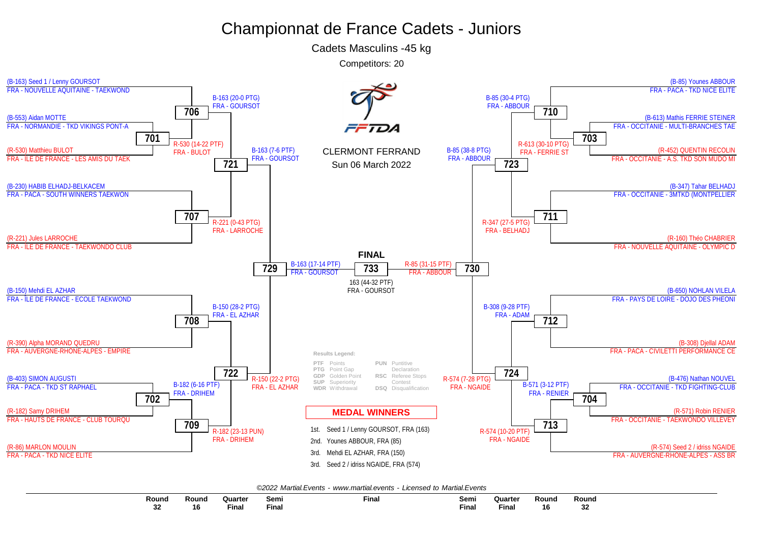# Championnat de France Cadets - Juniors

## Cadets Masculins -45 kg

Competitors: 20

CLERMONT FERRAND
Sun 06 March 2022

### Left side of bracket

- (B-163) Seed 1 / Lenny GOURSOT — FRA - NOUVELLE AQUITAINE - TAEKWOND
- (B-553) Aidan MOTTE — FRA - NORMANDIE - TKD VIKINGS PONT-A
- (R-530) Matthieu BULOT — FRA - ILE DE FRANCE - LES AMIS DU TAEK
- (B-230) HABIB ELHADJ-BELKACEM — FRA - PACA - SOUTH WINNERS TAEKWON
- (R-221) Jules LARROCHE — FRA - ILE DE FRANCE - TAEKWONDO CLUB
- (B-150) Mehdi EL AZHAR — FRA - ILE DE FRANCE - ECOLE TAEKWOND
- (R-390) Alpha MORAND QUEDRU — FRA - AUVERGNE-RHÔNE-ALPES - EMPIRE
- (B-403) SIMON AUGUSTI — FRA - PACA - TKD ST RAPHAEL
- (R-182) Samy DRIHEM — FRA - HAUTS DE FRANCE - CLUB TOURQU
- (R-86) MARLON MOULIN — FRA - PACA - TKD NICE ELITE

Results:

- 701: R-530 (14-22 PTF) FRA - BULOT
- 706: B-163 (20-0 PTG) FRA - GOURSOT
- 707: R-221 (0-43 PTG) FRA - LARROCHE
- 721: B-163 (7-6 PTF) FRA - GOURSOT
- 708: B-150 (28-2 PTG) FRA - EL AZHAR
- 702: B-182 (6-16 PTF) FRA - DRIHEM
- 709: R-182 (23-13 PUN) FRA - DRIHEM
- 722: R-150 (22-2 PTG) FRA - EL AZHAR
- 729: B-163 (17-14 PTF) FRA - GOURSOT

### Right side of bracket

- (B-85) Younes ABBOUR — FRA - PACA - TKD NICE ELITE
- (B-613) Mathis FERRIE STEINER — FRA - OCCITANIE - MULTI-BRANCHES TAE
- (R-452) QUENTIN RECOLIN — FRA - OCCITANIE - A.S. TKD SON MUDO MI
- (B-347) Tahar BELHADJ — FRA - OCCITANIE - 3MTKD (MONTPELLIER
- (R-160) Théo CHABRIER — FRA - NOUVELLE AQUITAINE - OLYMPIC D
- (B-650) NOHLAN VILELA — FRA - PAYS DE LOIRE - DOJO DES PHEONI
- (R-308) Djellal ADAM — FRA - PACA - CIVILETTI PERFORMANCE CE
- (B-476) Nathan NOUVEL — FRA - OCCITANIE - TKD FIGHTING-CLUB
- (R-571) Robin RENIER — FRA - OCCITANIE - TAEKWONDO VILLEVEY
- (R-574) Seed 2 / idriss NGAIDE — FRA - AUVERGNE-RHÔNE-ALPES - ASS BR

Results:

- 703: R-613 (30-10 PTG) FRA - FERRIE ST
- 710: B-85 (30-4 PTG) FRA - ABBOUR
- 711: R-347 (27-5 PTG) FRA - BELHADJ
- 723: B-85 (38-8 PTG) FRA - ABBOUR
- 712: B-308 (9-28 PTF) FRA - ADAM
- 704: B-571 (3-12 PTF) FRA - RENIER
- 713: R-574 (10-20 PTF) FRA - NGAIDE
- 724: R-574 (7-28 PTG) FRA - NGAIDE
- 730: R-85 (31-15 PTF) FRA - ABBOUR

### FINAL

733: 163 (44-32 PTF) FRA - GOURSOT

### Results Legend:

| Code | Meaning | Code | Meaning |
|---|---|---|---|
| PTF | Points | PUN | Punitive Declaration |
| PTG | Point Gap | RSC | Referee Stops Contest |
| GDP | Golden Point | DSQ | Disqualification |
| SUP | Superiority | | |
| WDR | Withdrawal | | |

### MEDAL WINNERS

- 1st. Seed 1 / Lenny GOURSOT, FRA (163)
- 2nd. Younes ABBOUR, FRA (85)
- 3rd. Mehdi EL AZHAR, FRA (150)
- 3rd. Seed 2 / idriss NGAIDE, FRA (574)

*©2022 Martial.Events - www.martial.events - Licensed to Martial.Events*

Round 32 | Round 16 | Quarter Final | Semi Final | Final | Semi Final | Quarter Final | Round 16 | Round 32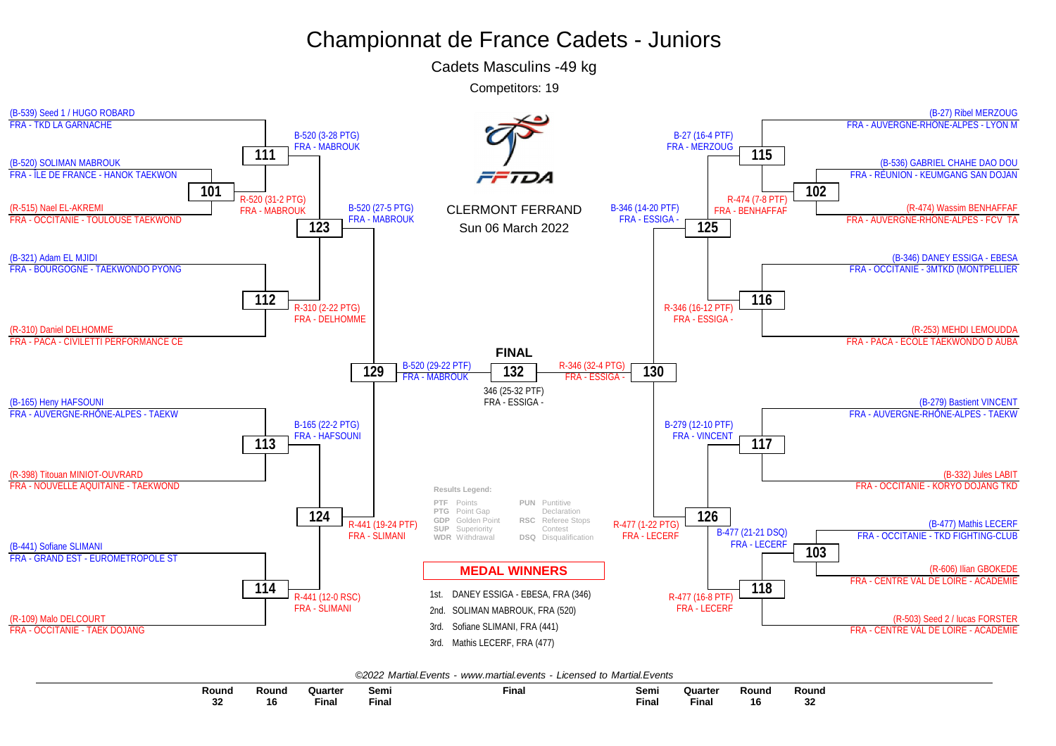# Championnat de France Cadets - Juniors

## Cadets Masculins -49 kg

Competitors: 19

CLERMONT FERRAND

Sun 06 March 2022

### Left side of bracket

(B-539) Seed 1 / HUGO ROBARD
FRA - TKD LA GARNACHE

(B-520) SOLIMAN MABROUK
FRA - ÎLE DE FRANCE - HANOK TAEKWON

(R-515) Nael EL-AKREMI
FRA - OCCITANIE - TOULOUSE TAEKWOND

(B-321) Adam EL MJIDI
FRA - BOURGOGNE - TAEKWONDO PYONG

(R-310) Daniel DELHOMME
FRA - PACA - CIVILETTI PERFORMANCE CE

(B-165) Heny HAFSOUNI
FRA - AUVERGNE-RHÔNE-ALPES - TAEKW

(R-398) Titouan MINIOT-OUVRARD
FRA - NOUVELLE AQUITAINE - TAEKWOND

(B-441) Sofiane SLIMANI
FRA - GRAND EST - EUROMETROPOLE ST

(R-109) Malo DELCOURT
FRA - OCCITANIE - TAEK DOJANG

| Match | Result |
|---|---|
| 101 | R-520 (31-2 PTG) FRA - MABROUK |
| 111 | B-520 (3-28 PTG) FRA - MABROUK |
| 112 | R-310 (2-22 PTG) FRA - DELHOMME |
| 113 | B-165 (22-2 PTG) FRA - HAFSOUNI |
| 114 | R-441 (12-0 RSC) FRA - SLIMANI |
| 123 | B-520 (27-5 PTG) FRA - MABROUK |
| 124 | R-441 (19-24 PTF) FRA - SLIMANI |
| 129 | B-520 (29-22 PTF) FRA - MABROUK |

### Right side of bracket

(B-27) Ribel MERZOUG
FRA - AUVERGNE-RHÔNE-ALPES - LYON M

(B-536) GABRIEL CHAHE DAO DOU
FRA - RÉUNION - KEUMGANG SAN DOJAN

(R-474) Wassim BENHAFFAF
FRA - AUVERGNE-RHÔNE-ALPES - FCV TA

(B-346) DANEY ESSIGA - EBESA
FRA - OCCITANIE - 3MTKD (MONTPELLIER

(R-253) MEHDI LEMOUDDA
FRA - PACA - ECOLE TAEKWONDO D AUBA

(B-279) Bastient VINCENT
FRA - AUVERGNE-RHÔNE-ALPES - TAEKW

(B-332) Jules LABIT
FRA - OCCITANIE - KORYO DOJANG TKD

(B-477) Mathis LECERF
FRA - OCCITANIE - TKD FIGHTING-CLUB

(R-606) Ilian GBOKEDE
FRA - CENTRE VAL DE LOIRE - ACADEMIE

(R-503) Seed 2 / lucas FORSTER
FRA - CENTRE VAL DE LOIRE - ACADEMIE

| Match | Result |
|---|---|
| 102 | R-474 (7-8 PTF) FRA - BENHAFFAF |
| 103 | B-477 (21-21 DSQ) FRA - LECERF |
| 115 | B-27 (16-4 PTF) FRA - MERZOUG |
| 116 | R-346 (16-12 PTF) FRA - ESSIGA - |
| 117 | B-279 (12-10 PTF) FRA - VINCENT |
| 118 | R-477 (16-8 PTF) FRA - LECERF |
| 125 | B-346 (14-20 PTF) FRA - ESSIGA - |
| 126 | R-477 (1-22 PTG) FRA - LECERF |
| 130 | R-346 (32-4 PTG) FRA - ESSIGA - |

### FINAL

132: 346 (25-32 PTF) FRA - ESSIGA -

**Results Legend:**

| | | | |
|---|---|---|---|
| PTF | Points | PUN | Puntitive Declaration |
| PTG | Point Gap | RSC | Referee Stops Contest |
| GDP | Golden Point | DSQ | Disqualification |
| SUP | Superiority | | |
| WDR | Withdrawal | | |

### MEDAL WINNERS

1st. DANEY ESSIGA - EBESA, FRA (346)
2nd. SOLIMAN MABROUK, FRA (520)
3rd. Sofiane SLIMANI, FRA (441)
3rd. Mathis LECERF, FRA (477)

*©2022 Martial.Events - www.martial.events - Licensed to Martial.Events*

| Round 32 | Round 16 | Quarter Final | Semi Final | Final | Semi Final | Quarter Final | Round 16 | Round 32 |
|---|---|---|---|---|---|---|---|---|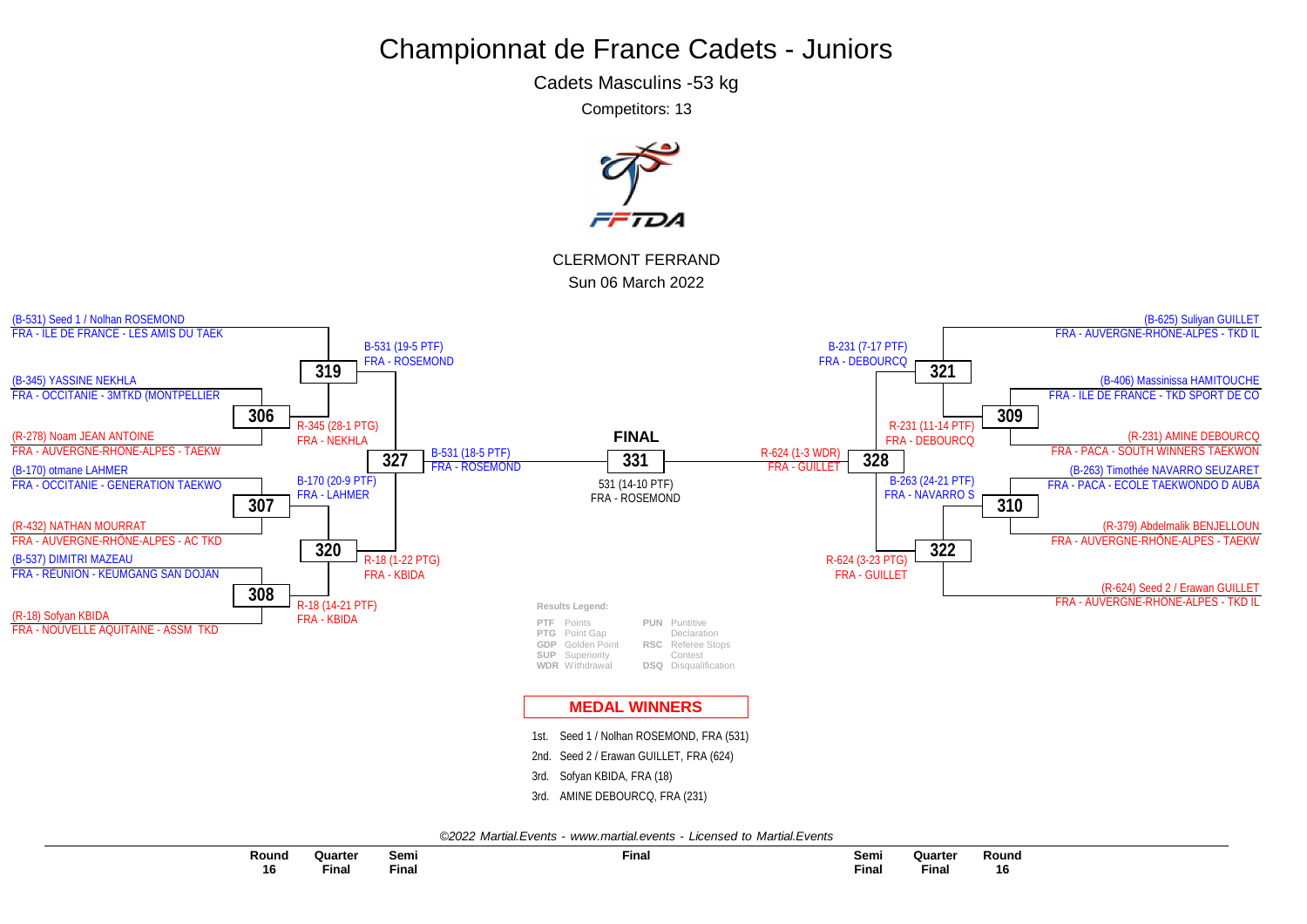# Championnat de France Cadets - Juniors

Cadets Masculins -53 kg

Competitors: 13

CLERMONT FERRAND

Sun 06 March 2022

(B-531) Seed 1 / Nolhan ROSEMOND
FRA - ILE DE FRANCE - LES AMIS DU TAEK

(B-345) YASSINE NEKHLA
FRA - OCCITANIE - 3MTKD (MONTPELLIER

(R-278) Noam JEAN ANTOINE
FRA - AUVERGNE-RHÔNE-ALPES - TAEKW

(B-170) otmane LAHMER
FRA - OCCITANIE - GENERATION TAEKWO

(R-432) NATHAN MOURRAT
FRA - AUVERGNE-RHÔNE-ALPES - AC TKD

(B-537) DIMITRI MAZEAU
FRA - REUNION - KEUMGANG SAN DOJAN

(R-18) Sofyan KBIDA
FRA - NOUVELLE AQUITAINE - ASSM TKD

**306** R-345 (28-1 PTG) FRA - NEKHLA

**307** B-170 (20-9 PTF) FRA - LAHMER

**308** R-18 (14-21 PTF) FRA - KBIDA

**319** B-531 (19-5 PTF) FRA - ROSEMOND

**320** R-18 (1-22 PTG) FRA - KBIDA

**327** B-531 (18-5 PTF) FRA - ROSEMOND

**FINAL**

**331** 531 (14-10 PTF) FRA - ROSEMOND

**328** R-624 (1-3 WDR) FRA - GUILLET

**321** B-231 (7-17 PTF) FRA - DEBOURCQ

**322** R-624 (3-23 PTG) FRA - GUILLET

**309** R-231 (11-14 PTF) FRA - DEBOURCQ

**310** B-263 (24-21 PTF) FRA - NAVARRO S

(B-625) Suliyan GUILLET
FRA - AUVERGNE-RHÔNE-ALPES - TKD IL

(B-406) Massinissa HAMITOUCHE
FRA - ILE DE FRANCE - TKD SPORT DE CO

(R-231) AMINE DEBOURCQ
FRA - PACA - SOUTH WINNERS TAEKWON

(B-263) Timothée NAVARRO SEUZARET
FRA - PACA - ECOLE TAEKWONDO D AUBA

(R-379) Abdelmalik BENJELLOUN
FRA - AUVERGNE-RHÔNE-ALPES - TAEKW

(R-624) Seed 2 / Erawan GUILLET
FRA - AUVERGNE-RHÔNE-ALPES - TKD IL

**Results Legend:**

| | | | |
|---|---|---|---|
| PTF | Points | PUN | Puntitive Declaration |
| PTG | Point Gap | RSC | Referee Stops Contest |
| GDP | Golden Point | DSQ | Disqualification |
| SUP | Superiority | | |
| WDR | Withdrawal | | |

## MEDAL WINNERS

1st. Seed 1 / Nolhan ROSEMOND, FRA (531)
2nd. Seed 2 / Erawan GUILLET, FRA (624)
3rd. Sofyan KBIDA, FRA (18)
3rd. AMINE DEBOURCQ, FRA (231)

*©2022 Martial.Events - www.martial.events - Licensed to Martial.Events*

| Round 16 | Quarter Final | Semi Final | Final | Semi Final | Quarter Final | Round 16 |
|---|---|---|---|---|---|---|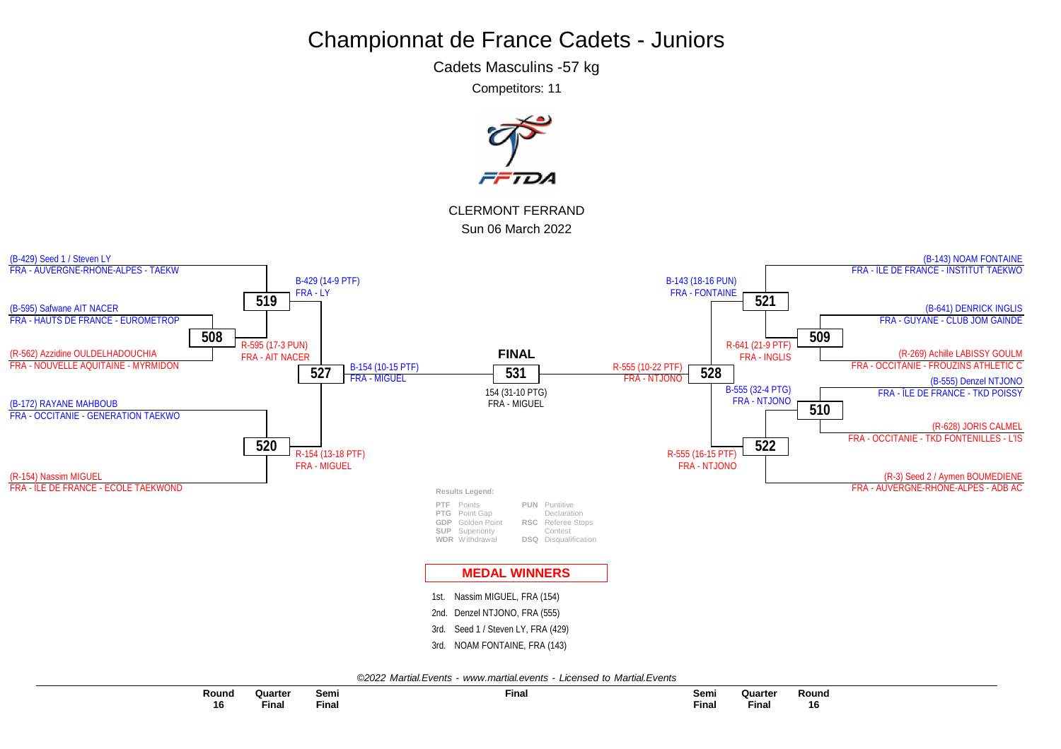# Championnat de France Cadets - Juniors

## Cadets Masculins -57 kg

Competitors: 11

CLERMONT FERRAND

Sun 06 March 2022

### Round 16

- (B-429) Seed 1 / Steven LY — FRA - AUVERGNE-RHONE-ALPES - TAEKW
- (B-595) Safwane AIT NACER — FRA - HAUTS DE FRANCE - EUROMETROP
- (R-562) Azzidine OULDELHADOUCHIA — FRA - NOUVELLE AQUITAINE - MYRMIDON
- (B-172) RAYANE MAHBOUB — FRA - OCCITANIE - GENERATION TAEKWO
- (R-154) Nassim MIGUEL — FRA - ILE DE FRANCE - ECOLE TAEKWOND
- (B-143) NOAM FONTAINE — FRA - ILE DE FRANCE - INSTITUT TAEKWO
- (B-641) DENRICK INGLIS — FRA - GUYANE - CLUB JOM GAINDE
- (R-269) Achille LABISSY GOULM — FRA - OCCITANIE - FROUZINS ATHLETIC C
- (B-555) Denzel NTJONO — FRA - ILE DE FRANCE - TKD POISSY
- (R-628) JORIS CALMEL — FRA - OCCITANIE - TKD FONTENILLES - L'IS
- (R-3) Seed 2 / Aymen BOUMEDIENE — FRA - AUVERGNE-RHONE-ALPES - ADB AC

### Matches

- **508**: R-595 (17-3 PUN) FRA - AIT NACER
- **509**: R-641 (21-9 PTF) FRA - INGLIS
- **510**: B-555 (32-4 PTG) FRA - NTJONO
- **519**: B-429 (14-9 PTF) FRA - LY
- **520**: R-154 (13-18 PTF) FRA - MIGUEL
- **521**: B-143 (18-16 PUN) FRA - FONTAINE
- **522**: R-555 (16-15 PTF) FRA - NTJONO
- **527**: B-154 (10-15 PTF) FRA - MIGUEL
- **528**: R-555 (10-22 PTF) FRA - NTJONO

### FINAL

- **531**: 154 (31-10 PTG) FRA - MIGUEL

### Results Legend:

| | | | |
|---|---|---|---|
| PTF | Points | PUN | Puntitive Declaration |
| PTG | Point Gap | RSC | Referee Stops Contest |
| GDP | Golden Point | DSQ | Disqualification |
| SUP | Superiority | | |
| WDR | Withdrawal | | |

## MEDAL WINNERS

1st. Nassim MIGUEL, FRA (154)
2nd. Denzel NTJONO, FRA (555)
3rd. Seed 1 / Steven LY, FRA (429)
3rd. NOAM FONTAINE, FRA (143)

*©2022 Martial.Events - www.martial.events - Licensed to Martial.Events*

Round 16 | Quarter Final | Semi Final | Final | Semi Final | Quarter Final | Round 16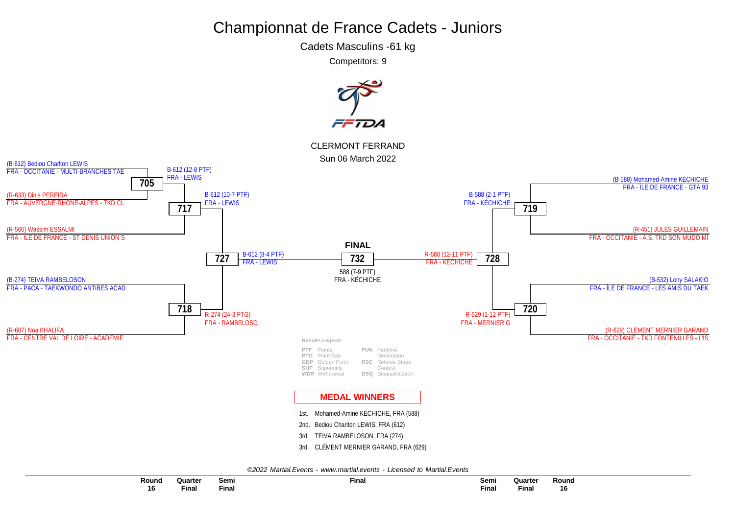# Championnat de France Cadets - Juniors

Cadets Masculins -61 kg

Competitors: 9

CLERMONT FERRAND

Sun 06 March 2022

(B-612) Bediou Charlton LEWIS
FRA - OCCITANIE - MULTI-BRANCHES TAE

**705**

B-612 (12-8 PTF)
FRA - LEWIS

(R-633) Dinis PEREIRA
FRA - AUVERGNE-RHÔNE-ALPES - TKD CL

**717**

B-612 (10-7 PTF)
FRA - LEWIS

(R-566) Wassim ESSALMI
FRA - ÎLE DE FRANCE - ST DENIS UNION S

**727**

B-612 (8-4 PTF)
FRA - LEWIS

(B-274) TEIVA RAMBELOSON
FRA - PACA - TAEKWONDO ANTIBES ACAD

**718**

R-274 (24-3 PTG)
FRA - RAMBELOSO

(R-607) Noa KHALIFA
FRA - CENTRE VAL DE LOIRE - ACADÉMIE

**FINAL**

**732**

588 (7-9 PTF)
FRA - KÉCHICHE

(B-588) Mohamed-Amine KECHICHE
FRA - ÎLE DE FRANCE - GTA 93

**719**

B-588 (2-1 PTF)
FRA - KÉCHICHE

(R-451) JULES GUILLEMAIN
FRA - OCCITANIE - A.S. TKD SON MUDO MI

**728**

R-588 (12-11 PTF)
FRA - KÉCHICHE

(B-532) Lony SALAKIO
FRA - ÎLE DE FRANCE - LES AMIS DU TAEK

**720**

R-629 (1-12 PTF)
FRA - MERNIER G

(R-629) CLÉMENT MERNIER GARAND
FRA - OCCITANIE - TKD FONTENILLES - L'IS

**Results Legend:**

| | | | |
|---|---|---|---|
| PTF | Points | PUN | Puntitive Declaration |
| PTG | Point Gap | | |
| GDP | Golden Point | RSC | Referee Stops Contest |
| SUP | Superiority | | |
| WDR | Withdrawal | DSQ | Disqualification |

## MEDAL WINNERS

1st. Mohamed-Amine KÉCHICHE, FRA (588)

2nd. Bediou Charlton LEWIS, FRA (612)

3rd. TEIVA RAMBELOSON, FRA (274)

3rd. CLÉMENT MERNIER GARAND, FRA (629)

*©2022 Martial.Events - www.martial.events - Licensed to Martial.Events*

| Round 16 | Quarter Final | Semi Final | Final | Semi Final | Quarter Final | Round 16 |
|---|---|---|---|---|---|---|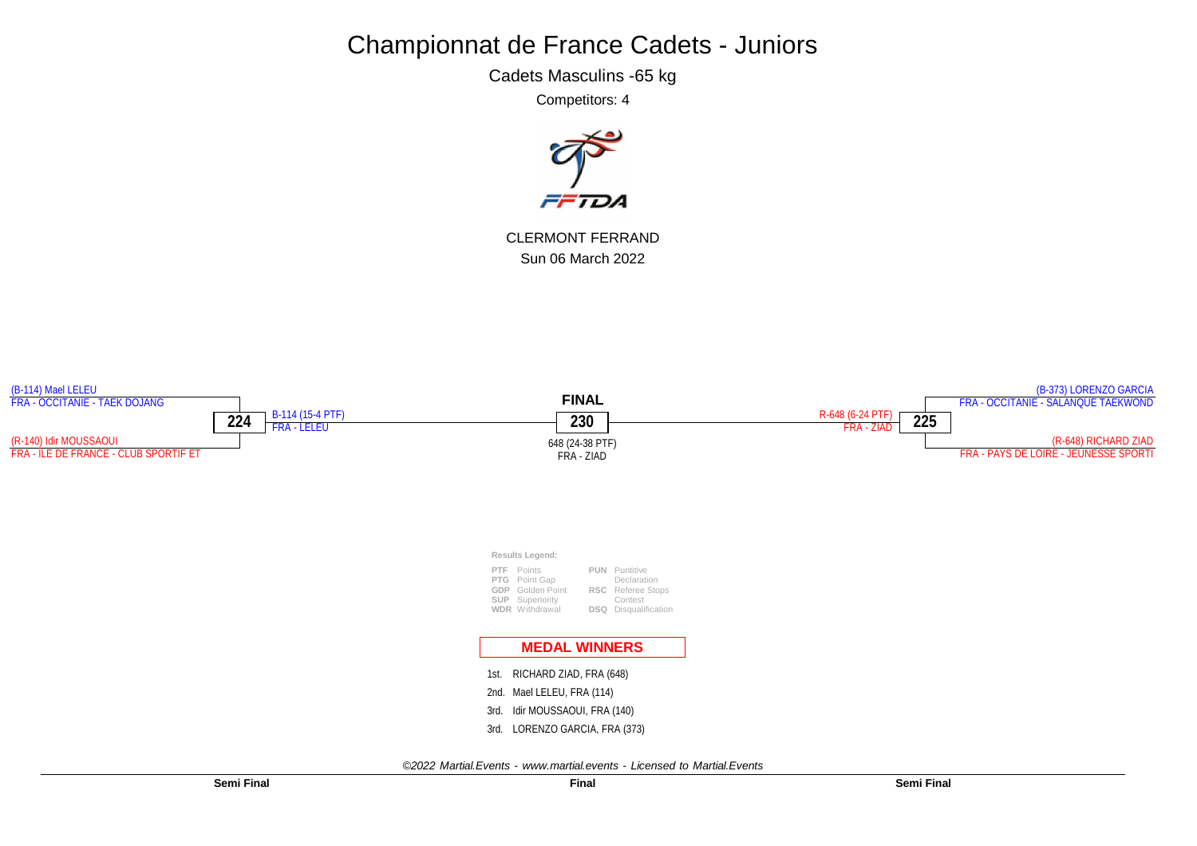# Championnat de France Cadets - Juniors

Cadets Masculins -65 kg

Competitors: 4

CLERMONT FERRAND

Sun 06 March 2022

(B-114) Mael LELEU
FRA - OCCITANIE - TAEK DOJANG

**224**

(R-140) Idir MOUSSAOUI
FRA - ILE DE FRANCE - CLUB SPORTIF ET

B-114 (15-4 PTF)
FRA - LELEU

**FINAL**

**230**

648 (24-38 PTF)
FRA - ZIAD

R-648 (6-24 PTF)
FRA - ZIAD

**225**

(B-373) LORENZO GARCIA
FRA - OCCITANIE - SALANQUE TAEKWOND

(R-648) RICHARD ZIAD
FRA - PAYS DE LOIRE - JEUNESSE SPORTI

**Results Legend:**

| | | | |
|---|---|---|---|
| **PTF** | Points | **PUN** | Puntitive Declaration |
| **PTG** | Point Gap | | |
| **GDP** | Golden Point | **RSC** | Referee Stops Contest |
| **SUP** | Superiority | | |
| **WDR** | Withdrawal | **DSQ** | Disqualification |

## MEDAL WINNERS

1st. RICHARD ZIAD, FRA (648)

2nd. Mael LELEU, FRA (114)

3rd. Idir MOUSSAOUI, FRA (140)

3rd. LORENZO GARCIA, FRA (373)

*©2022 Martial.Events - www.martial.events - Licensed to Martial.Events*

**Semi Final** | **Final** | **Semi Final**